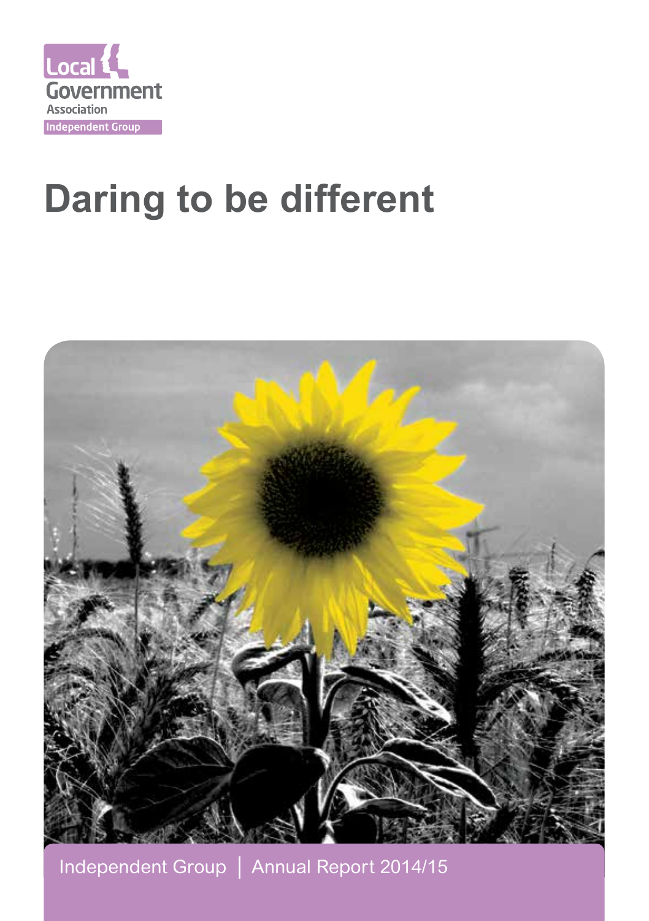Local Government Association

Independent Group

# Daring to be different

Independent Group | Annual Report 2014/15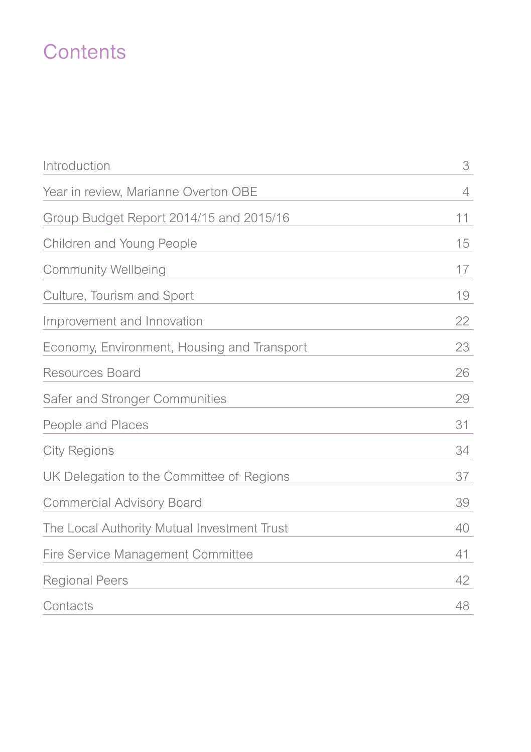# Contents

| | |
|---|---|
| Introduction | 3 |
| Year in review, Marianne Overton OBE | 4 |
| Group Budget Report 2014/15 and 2015/16 | 11 |
| Children and Young People | 15 |
| Community Wellbeing | 17 |
| Culture, Tourism and Sport | 19 |
| Improvement and Innovation | 22 |
| Economy, Environment, Housing and Transport | 23 |
| Resources Board | 26 |
| Safer and Stronger Communities | 29 |
| People and Places | 31 |
| City Regions | 34 |
| UK Delegation to the Committee of Regions | 37 |
| Commercial Advisory Board | 39 |
| The Local Authority Mutual Investment Trust | 40 |
| Fire Service Management Committee | 41 |
| Regional Peers | 42 |
| Contacts | 48 |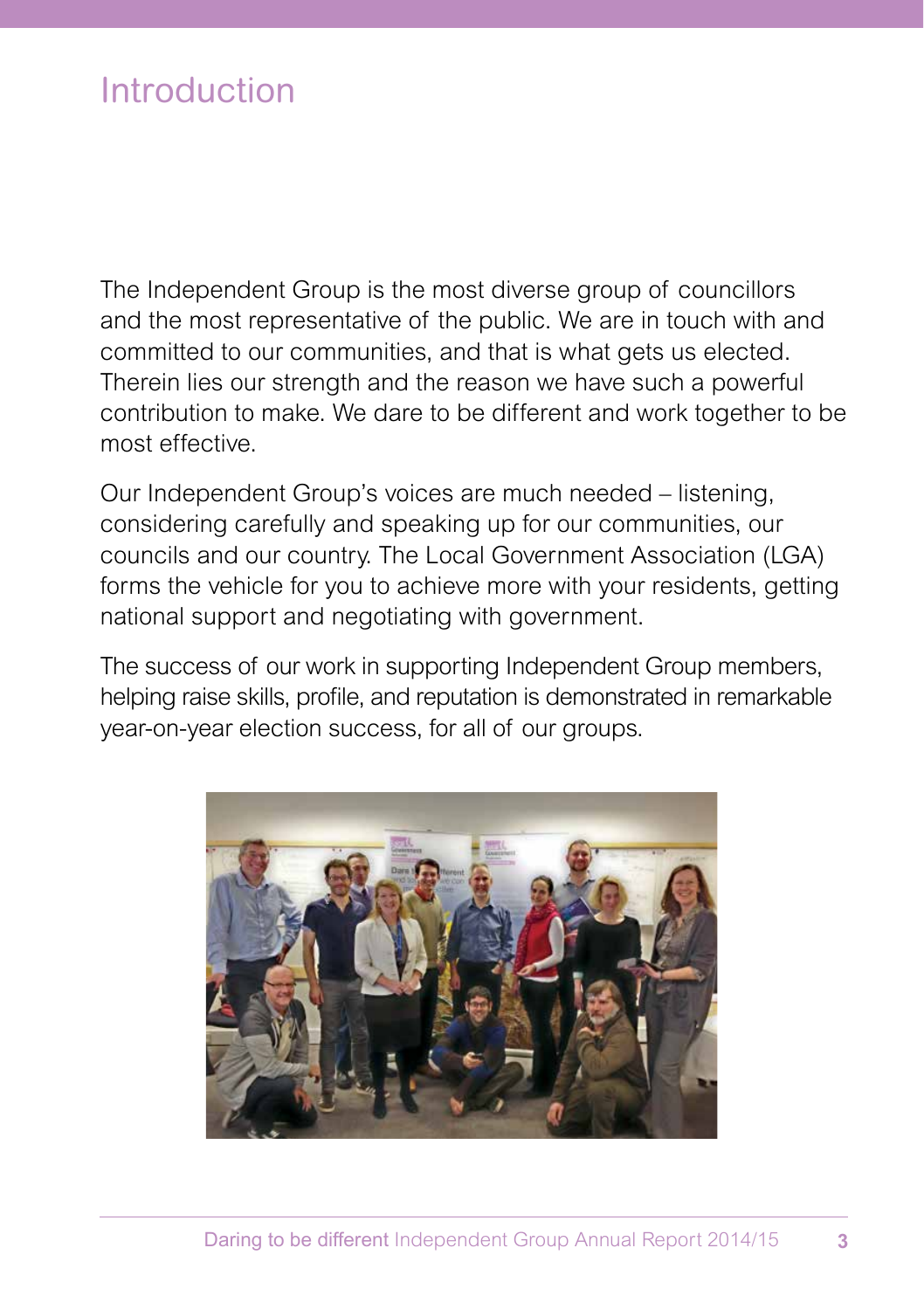# Introduction

The Independent Group is the most diverse group of councillors and the most representative of the public. We are in touch with and committed to our communities, and that is what gets us elected. Therein lies our strength and the reason we have such a powerful contribution to make. We dare to be different and work together to be most effective.

Our Independent Group's voices are much needed – listening, considering carefully and speaking up for our communities, our councils and our country. The Local Government Association (LGA) forms the vehicle for you to achieve more with your residents, getting national support and negotiating with government.

The success of our work in supporting Independent Group members, helping raise skills, profile, and reputation is demonstrated in remarkable year-on-year election success, for all of our groups.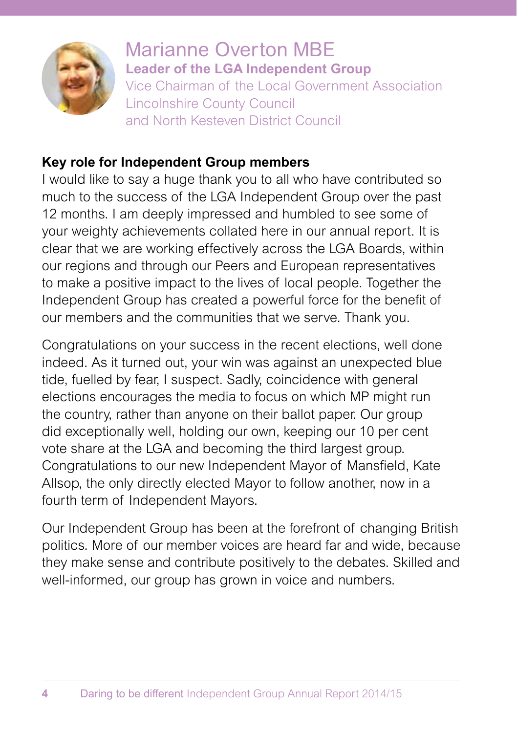# Marianne Overton MBE

**Leader of the LGA Independent Group**

Vice Chairman of the Local Government Association
Lincolnshire County Council
and North Kesteven District Council

**Key role for Independent Group members**

I would like to say a huge thank you to all who have contributed so much to the success of the LGA Independent Group over the past 12 months. I am deeply impressed and humbled to see some of your weighty achievements collated here in our annual report. It is clear that we are working effectively across the LGA Boards, within our regions and through our Peers and European representatives to make a positive impact to the lives of local people. Together the Independent Group has created a powerful force for the benefit of our members and the communities that we serve. Thank you.

Congratulations on your success in the recent elections, well done indeed. As it turned out, your win was against an unexpected blue tide, fuelled by fear, I suspect. Sadly, coincidence with general elections encourages the media to focus on which MP might run the country, rather than anyone on their ballot paper. Our group did exceptionally well, holding our own, keeping our 10 per cent vote share at the LGA and becoming the third largest group. Congratulations to our new Independent Mayor of Mansfield, Kate Allsop, the only directly elected Mayor to follow another, now in a fourth term of Independent Mayors.

Our Independent Group has been at the forefront of changing British politics. More of our member voices are heard far and wide, because they make sense and contribute positively to the debates. Skilled and well-informed, our group has grown in voice and numbers.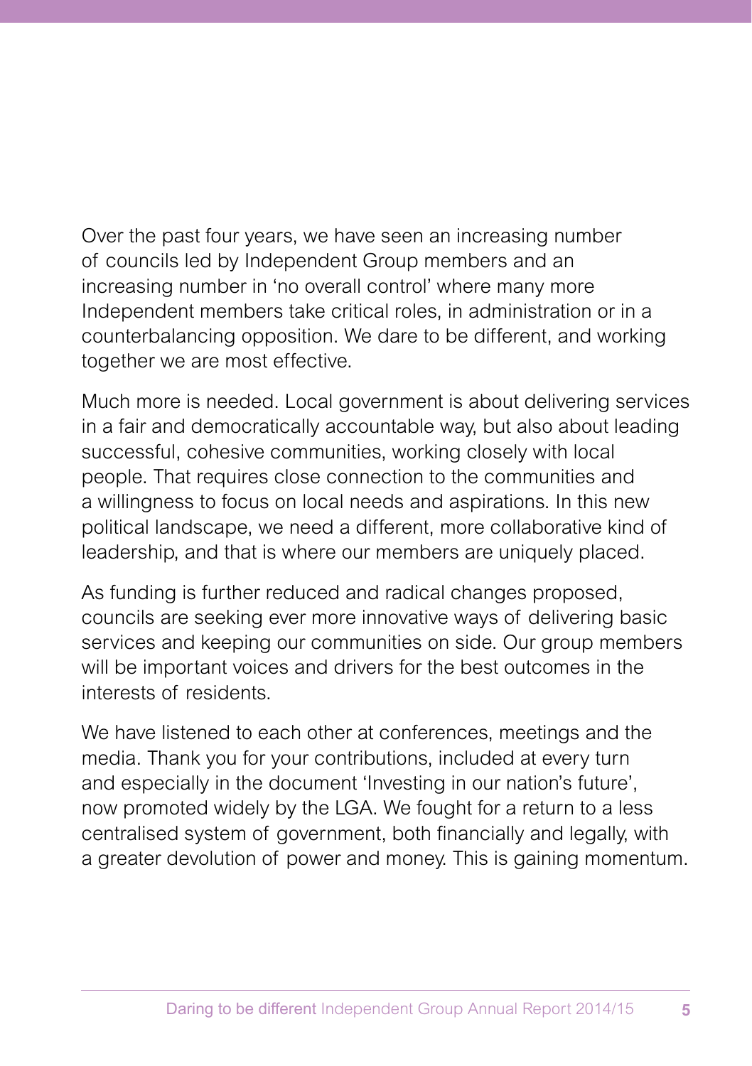Over the past four years, we have seen an increasing number of councils led by Independent Group members and an increasing number in 'no overall control' where many more Independent members take critical roles, in administration or in a counterbalancing opposition. We dare to be different, and working together we are most effective.

Much more is needed. Local government is about delivering services in a fair and democratically accountable way, but also about leading successful, cohesive communities, working closely with local people. That requires close connection to the communities and a willingness to focus on local needs and aspirations. In this new political landscape, we need a different, more collaborative kind of leadership, and that is where our members are uniquely placed.

As funding is further reduced and radical changes proposed, councils are seeking ever more innovative ways of delivering basic services and keeping our communities on side. Our group members will be important voices and drivers for the best outcomes in the interests of residents.

We have listened to each other at conferences, meetings and the media. Thank you for your contributions, included at every turn and especially in the document 'Investing in our nation's future', now promoted widely by the LGA. We fought for a return to a less centralised system of government, both financially and legally, with a greater devolution of power and money. This is gaining momentum.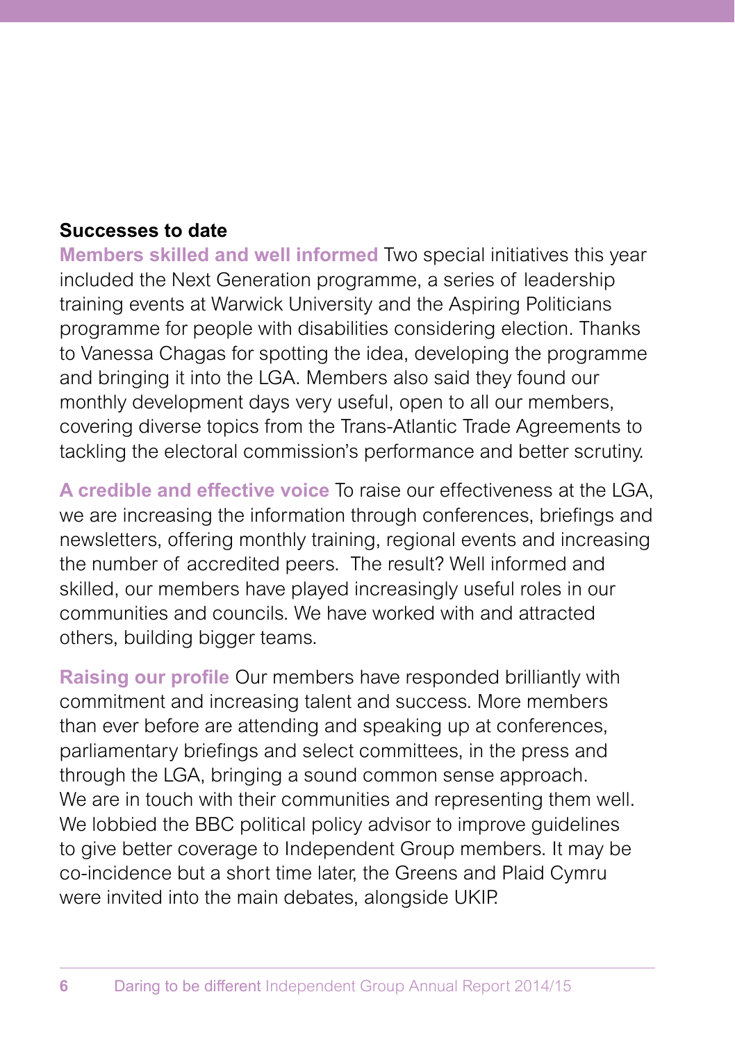**Successes to date**

**Members skilled and well informed** Two special initiatives this year included the Next Generation programme, a series of leadership training events at Warwick University and the Aspiring Politicians programme for people with disabilities considering election. Thanks to Vanessa Chagas for spotting the idea, developing the programme and bringing it into the LGA. Members also said they found our monthly development days very useful, open to all our members, covering diverse topics from the Trans-Atlantic Trade Agreements to tackling the electoral commission's performance and better scrutiny.

**A credible and effective voice** To raise our effectiveness at the LGA, we are increasing the information through conferences, briefings and newsletters, offering monthly training, regional events and increasing the number of accredited peers. The result? Well informed and skilled, our members have played increasingly useful roles in our communities and councils. We have worked with and attracted others, building bigger teams.

**Raising our profile** Our members have responded brilliantly with commitment and increasing talent and success. More members than ever before are attending and speaking up at conferences, parliamentary briefings and select committees, in the press and through the LGA, bringing a sound common sense approach. We are in touch with their communities and representing them well. We lobbied the BBC political policy advisor to improve guidelines to give better coverage to Independent Group members. It may be co-incidence but a short time later, the Greens and Plaid Cymru were invited into the main debates, alongside UKIP.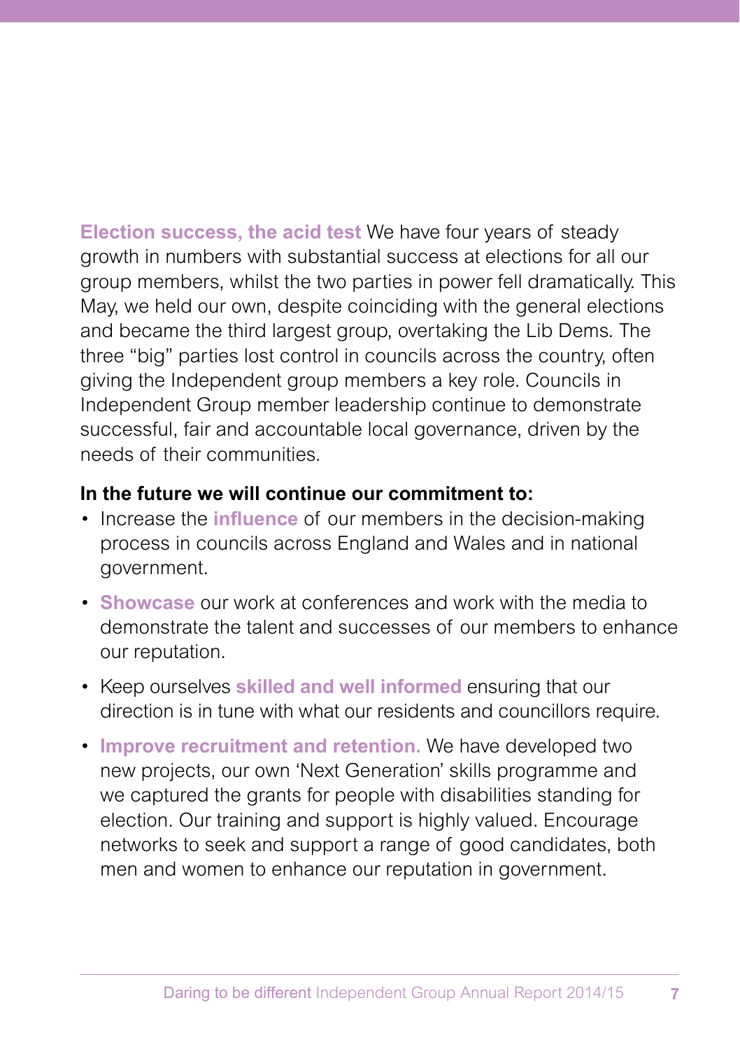**Election success, the acid test** We have four years of steady growth in numbers with substantial success at elections for all our group members, whilst the two parties in power fell dramatically. This May, we held our own, despite coinciding with the general elections and became the third largest group, overtaking the Lib Dems. The three "big" parties lost control in councils across the country, often giving the Independent group members a key role. Councils in Independent Group member leadership continue to demonstrate successful, fair and accountable local governance, driven by the needs of their communities.

**In the future we will continue our commitment to:**

- Increase the **influence** of our members in the decision-making process in councils across England and Wales and in national government.
- **Showcase** our work at conferences and work with the media to demonstrate the talent and successes of our members to enhance our reputation.
- Keep ourselves **skilled and well informed** ensuring that our direction is in tune with what our residents and councillors require.
- **Improve recruitment and retention.** We have developed two new projects, our own 'Next Generation' skills programme and we captured the grants for people with disabilities standing for election. Our training and support is highly valued. Encourage networks to seek and support a range of good candidates, both men and women to enhance our reputation in government.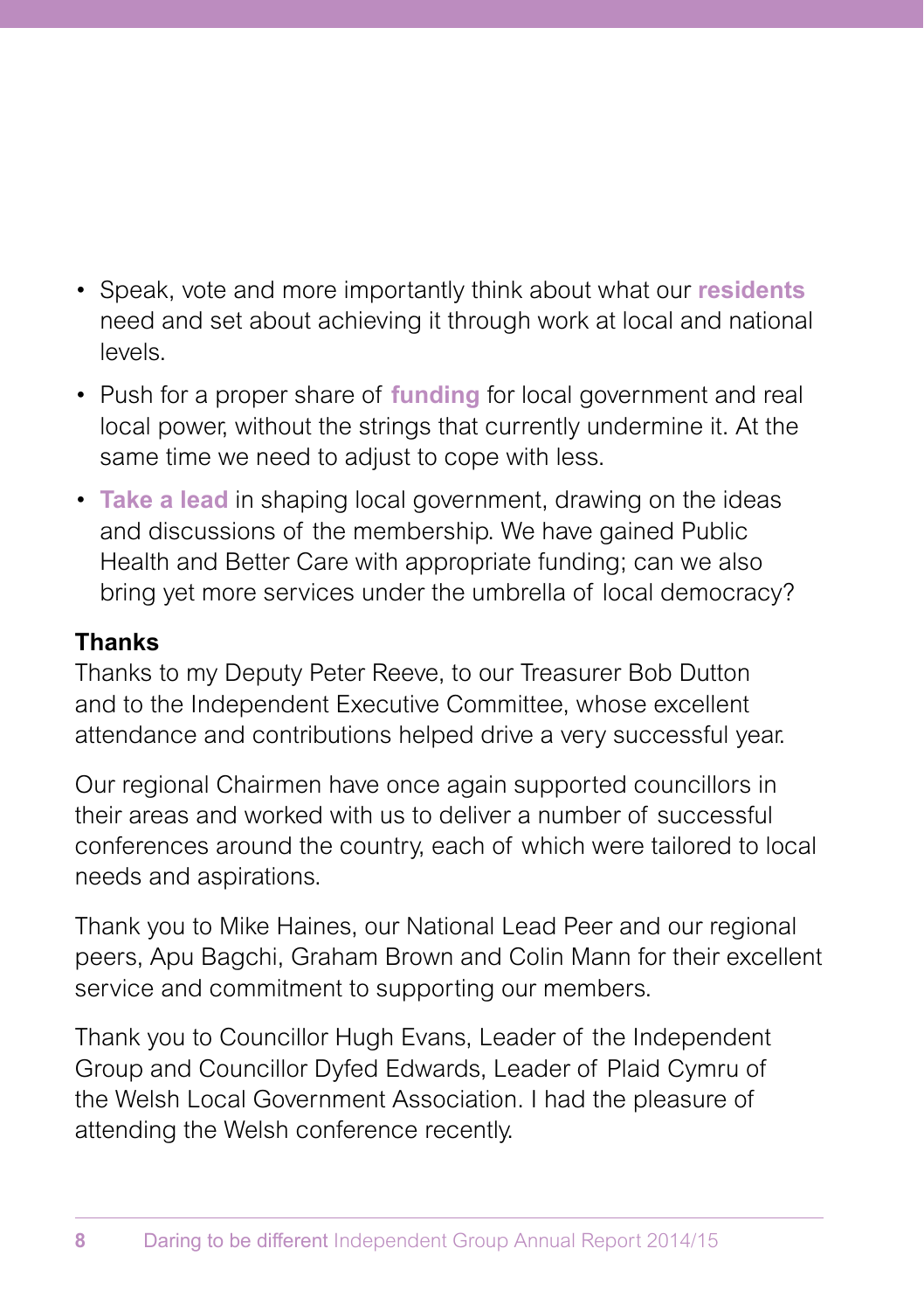- Speak, vote and more importantly think about what our **residents** need and set about achieving it through work at local and national levels.
- Push for a proper share of **funding** for local government and real local power, without the strings that currently undermine it. At the same time we need to adjust to cope with less.
- **Take a lead** in shaping local government, drawing on the ideas and discussions of the membership. We have gained Public Health and Better Care with appropriate funding; can we also bring yet more services under the umbrella of local democracy?

**Thanks**

Thanks to my Deputy Peter Reeve, to our Treasurer Bob Dutton and to the Independent Executive Committee, whose excellent attendance and contributions helped drive a very successful year.

Our regional Chairmen have once again supported councillors in their areas and worked with us to deliver a number of successful conferences around the country, each of which were tailored to local needs and aspirations.

Thank you to Mike Haines, our National Lead Peer and our regional peers, Apu Bagchi, Graham Brown and Colin Mann for their excellent service and commitment to supporting our members.

Thank you to Councillor Hugh Evans, Leader of the Independent Group and Councillor Dyfed Edwards, Leader of Plaid Cymru of the Welsh Local Government Association. I had the pleasure of attending the Welsh conference recently.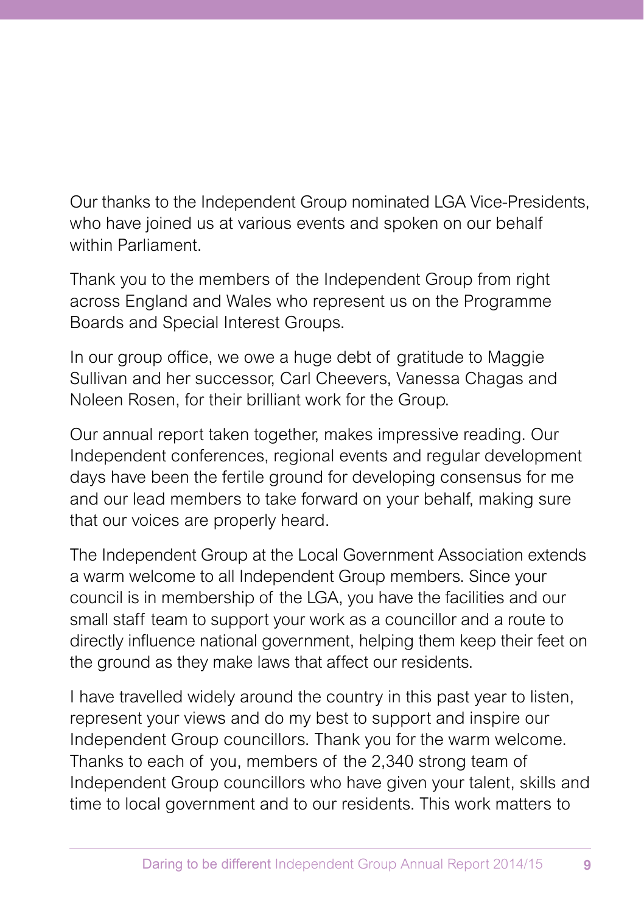Our thanks to the Independent Group nominated LGA Vice-Presidents, who have joined us at various events and spoken on our behalf within Parliament.

Thank you to the members of the Independent Group from right across England and Wales who represent us on the Programme Boards and Special Interest Groups.

In our group office, we owe a huge debt of gratitude to Maggie Sullivan and her successor, Carl Cheevers, Vanessa Chagas and Noleen Rosen, for their brilliant work for the Group.

Our annual report taken together, makes impressive reading. Our Independent conferences, regional events and regular development days have been the fertile ground for developing consensus for me and our lead members to take forward on your behalf, making sure that our voices are properly heard.

The Independent Group at the Local Government Association extends a warm welcome to all Independent Group members. Since your council is in membership of the LGA, you have the facilities and our small staff team to support your work as a councillor and a route to directly influence national government, helping them keep their feet on the ground as they make laws that affect our residents.

I have travelled widely around the country in this past year to listen, represent your views and do my best to support and inspire our Independent Group councillors. Thank you for the warm welcome. Thanks to each of you, members of the 2,340 strong team of Independent Group councillors who have given your talent, skills and time to local government and to our residents. This work matters to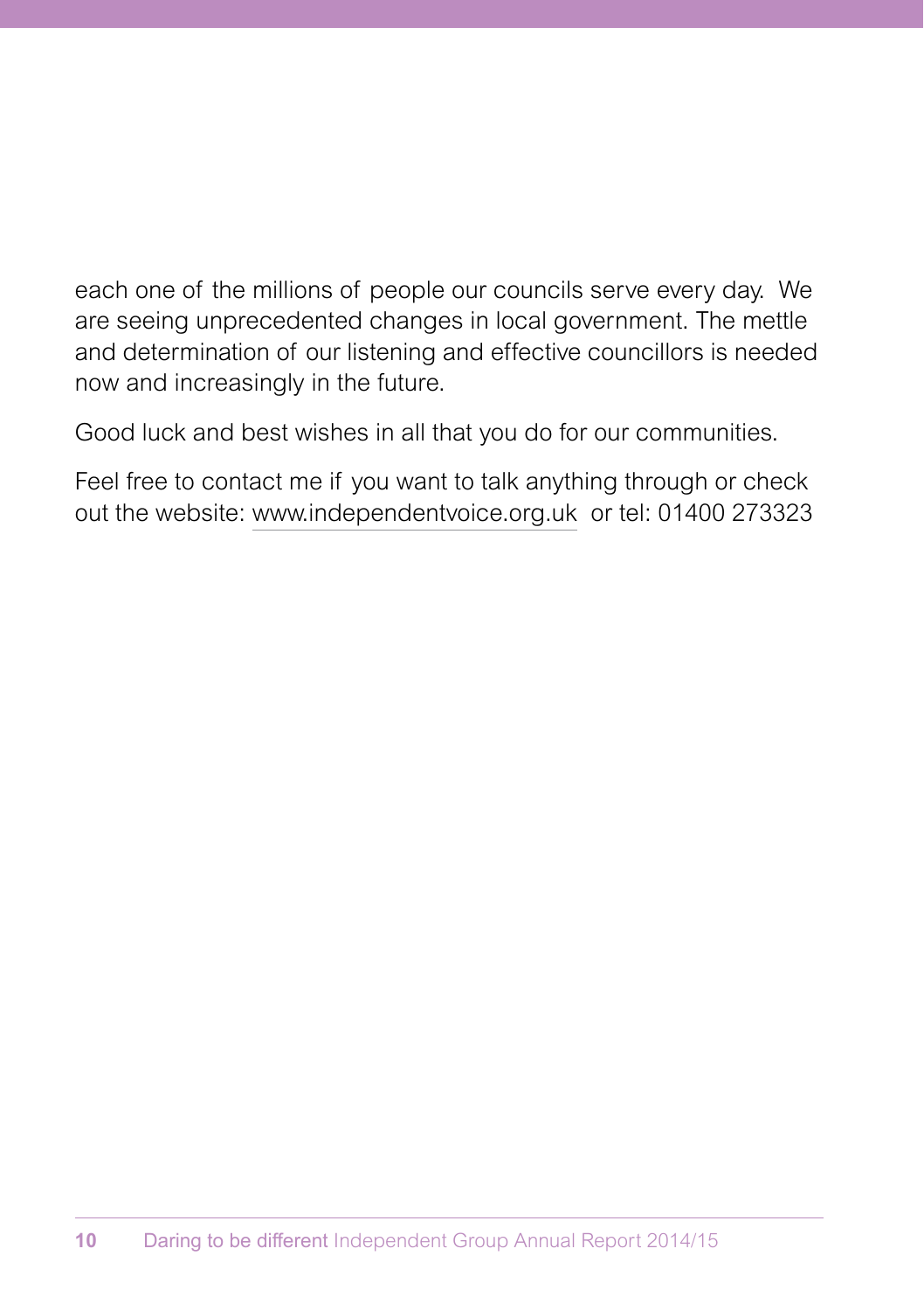each one of the millions of people our councils serve every day. We are seeing unprecedented changes in local government. The mettle and determination of our listening and effective councillors is needed now and increasingly in the future.

Good luck and best wishes in all that you do for our communities.

Feel free to contact me if you want to talk anything through or check out the website: www.independentvoice.org.uk or tel: 01400 273323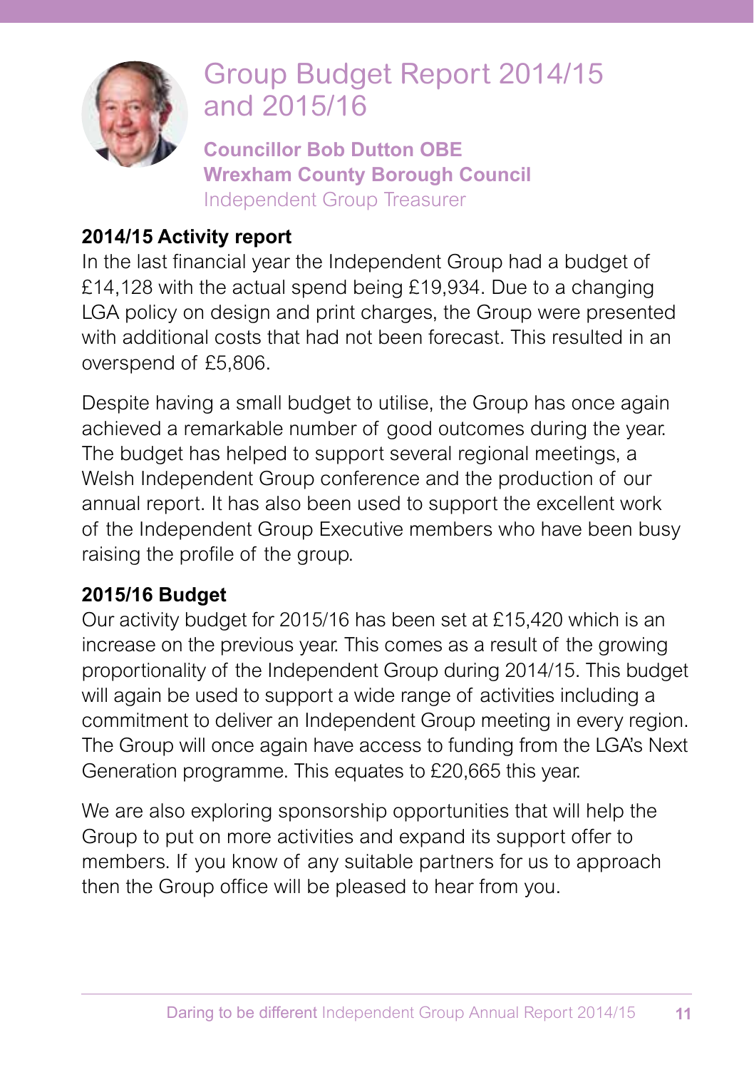# Group Budget Report 2014/15 and 2015/16

**Councillor Bob Dutton OBE**
**Wrexham County Borough Council**
Independent Group Treasurer

**2014/15 Activity report**

In the last financial year the Independent Group had a budget of £14,128 with the actual spend being £19,934. Due to a changing LGA policy on design and print charges, the Group were presented with additional costs that had not been forecast. This resulted in an overspend of £5,806.

Despite having a small budget to utilise, the Group has once again achieved a remarkable number of good outcomes during the year. The budget has helped to support several regional meetings, a Welsh Independent Group conference and the production of our annual report. It has also been used to support the excellent work of the Independent Group Executive members who have been busy raising the profile of the group.

**2015/16 Budget**

Our activity budget for 2015/16 has been set at £15,420 which is an increase on the previous year. This comes as a result of the growing proportionality of the Independent Group during 2014/15. This budget will again be used to support a wide range of activities including a commitment to deliver an Independent Group meeting in every region. The Group will once again have access to funding from the LGA's Next Generation programme. This equates to £20,665 this year.

We are also exploring sponsorship opportunities that will help the Group to put on more activities and expand its support offer to members. If you know of any suitable partners for us to approach then the Group office will be pleased to hear from you.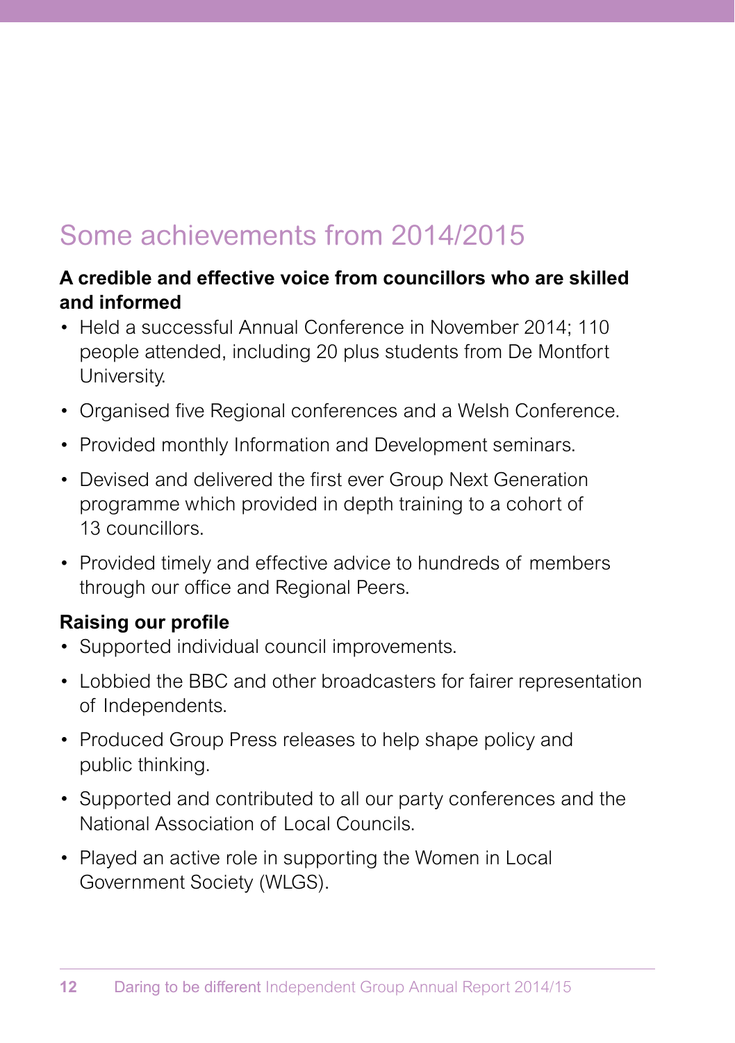## Some achievements from 2014/2015

**A credible and effective voice from councillors who are skilled and informed**

- Held a successful Annual Conference in November 2014; 110 people attended, including 20 plus students from De Montfort University.
- Organised five Regional conferences and a Welsh Conference.
- Provided monthly Information and Development seminars.
- Devised and delivered the first ever Group Next Generation programme which provided in depth training to a cohort of 13 councillors.
- Provided timely and effective advice to hundreds of members through our office and Regional Peers.

**Raising our profile**

- Supported individual council improvements.
- Lobbied the BBC and other broadcasters for fairer representation of Independents.
- Produced Group Press releases to help shape policy and public thinking.
- Supported and contributed to all our party conferences and the National Association of Local Councils.
- Played an active role in supporting the Women in Local Government Society (WLGS).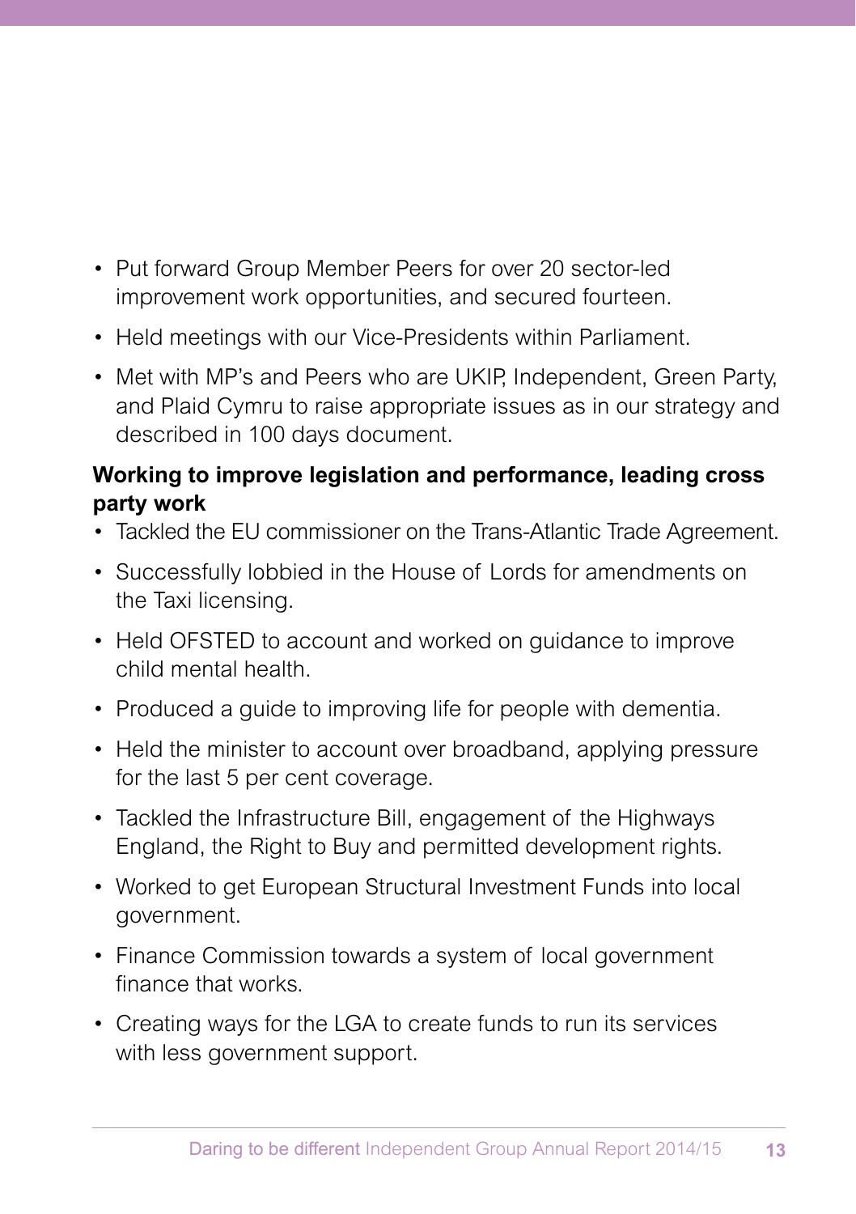- Put forward Group Member Peers for over 20 sector-led improvement work opportunities, and secured fourteen.
- Held meetings with our Vice-Presidents within Parliament.
- Met with MP's and Peers who are UKIP, Independent, Green Party, and Plaid Cymru to raise appropriate issues as in our strategy and described in 100 days document.

**Working to improve legislation and performance, leading cross party work**

- Tackled the EU commissioner on the Trans-Atlantic Trade Agreement.
- Successfully lobbied in the House of Lords for amendments on the Taxi licensing.
- Held OFSTED to account and worked on guidance to improve child mental health.
- Produced a guide to improving life for people with dementia.
- Held the minister to account over broadband, applying pressure for the last 5 per cent coverage.
- Tackled the Infrastructure Bill, engagement of the Highways England, the Right to Buy and permitted development rights.
- Worked to get European Structural Investment Funds into local government.
- Finance Commission towards a system of local government finance that works.
- Creating ways for the LGA to create funds to run its services with less government support.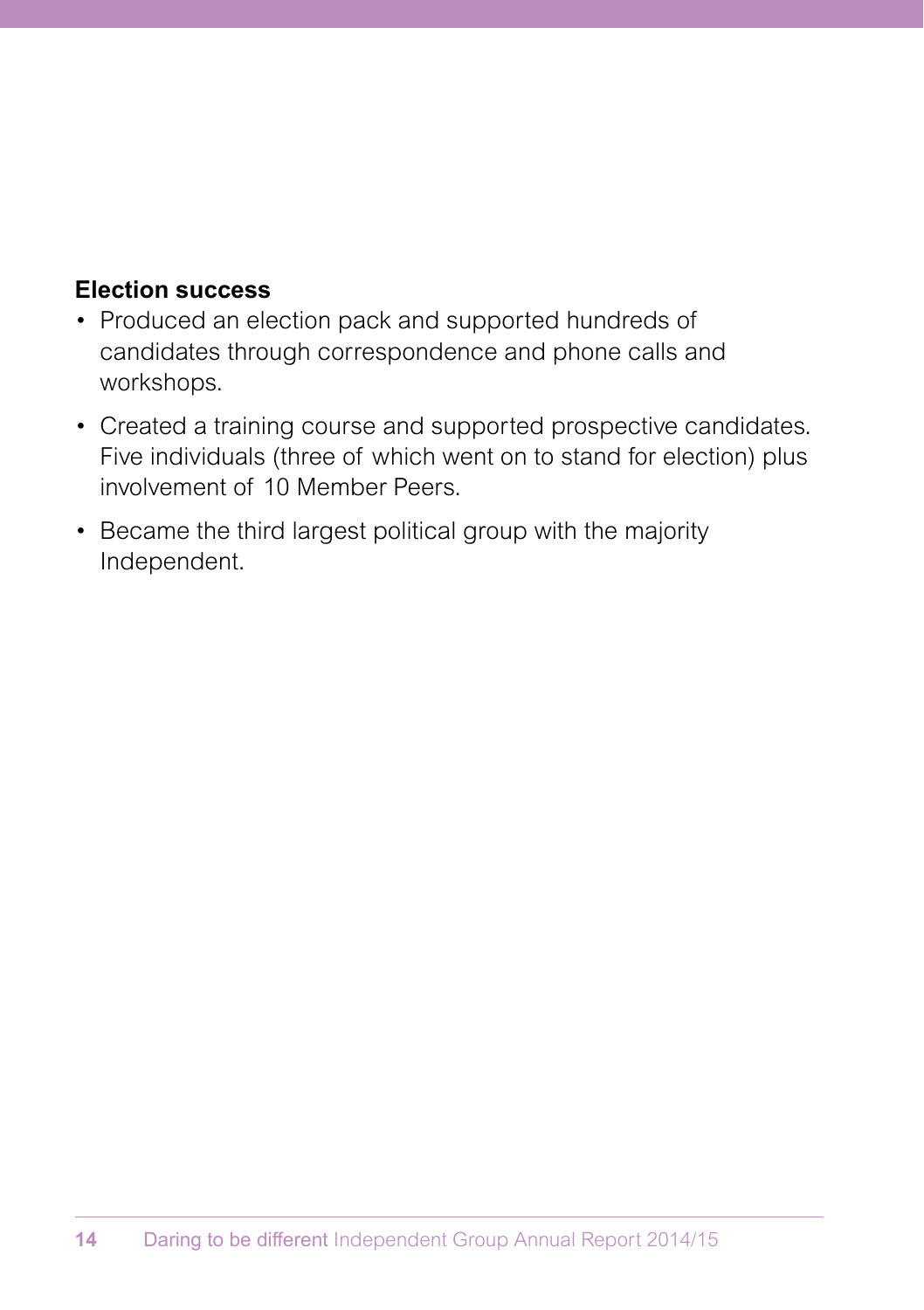**Election success**

- Produced an election pack and supported hundreds of candidates through correspondence and phone calls and workshops.
- Created a training course and supported prospective candidates. Five individuals (three of which went on to stand for election) plus involvement of 10 Member Peers.
- Became the third largest political group with the majority Independent.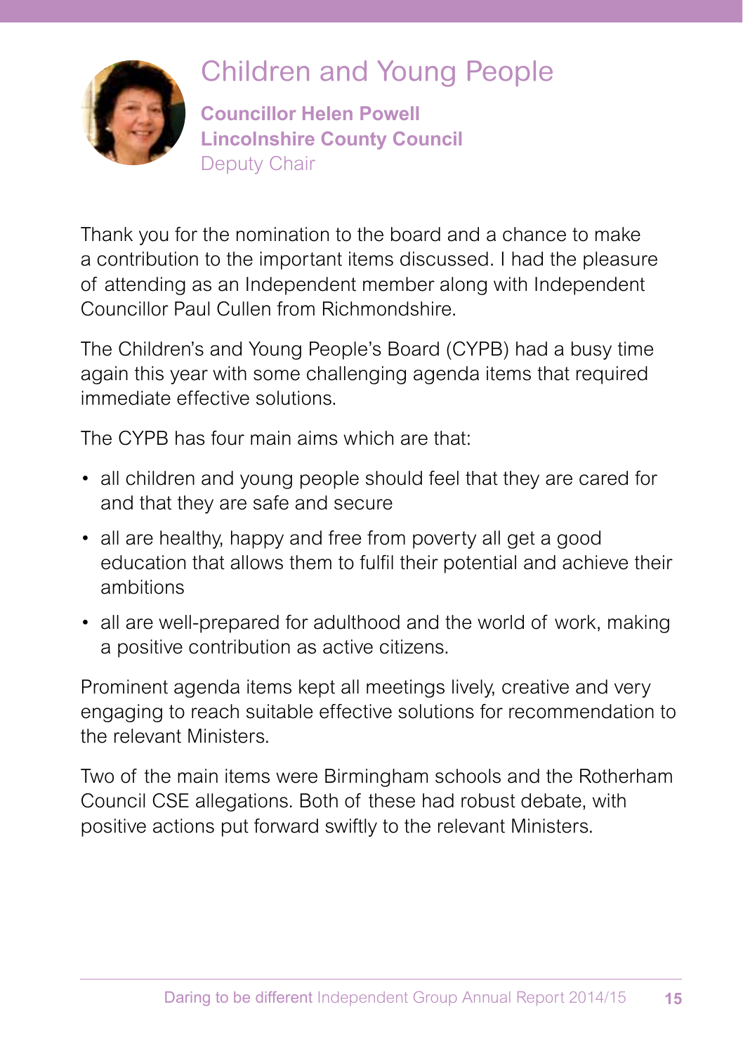# Children and Young People

**Councillor Helen Powell**
**Lincolnshire County Council**
Deputy Chair

Thank you for the nomination to the board and a chance to make a contribution to the important items discussed. I had the pleasure of attending as an Independent member along with Independent Councillor Paul Cullen from Richmondshire.

The Children's and Young People's Board (CYPB) had a busy time again this year with some challenging agenda items that required immediate effective solutions.

The CYPB has four main aims which are that:

- all children and young people should feel that they are cared for and that they are safe and secure
- all are healthy, happy and free from poverty all get a good education that allows them to fulfil their potential and achieve their ambitions
- all are well-prepared for adulthood and the world of work, making a positive contribution as active citizens.

Prominent agenda items kept all meetings lively, creative and very engaging to reach suitable effective solutions for recommendation to the relevant Ministers.

Two of the main items were Birmingham schools and the Rotherham Council CSE allegations. Both of these had robust debate, with positive actions put forward swiftly to the relevant Ministers.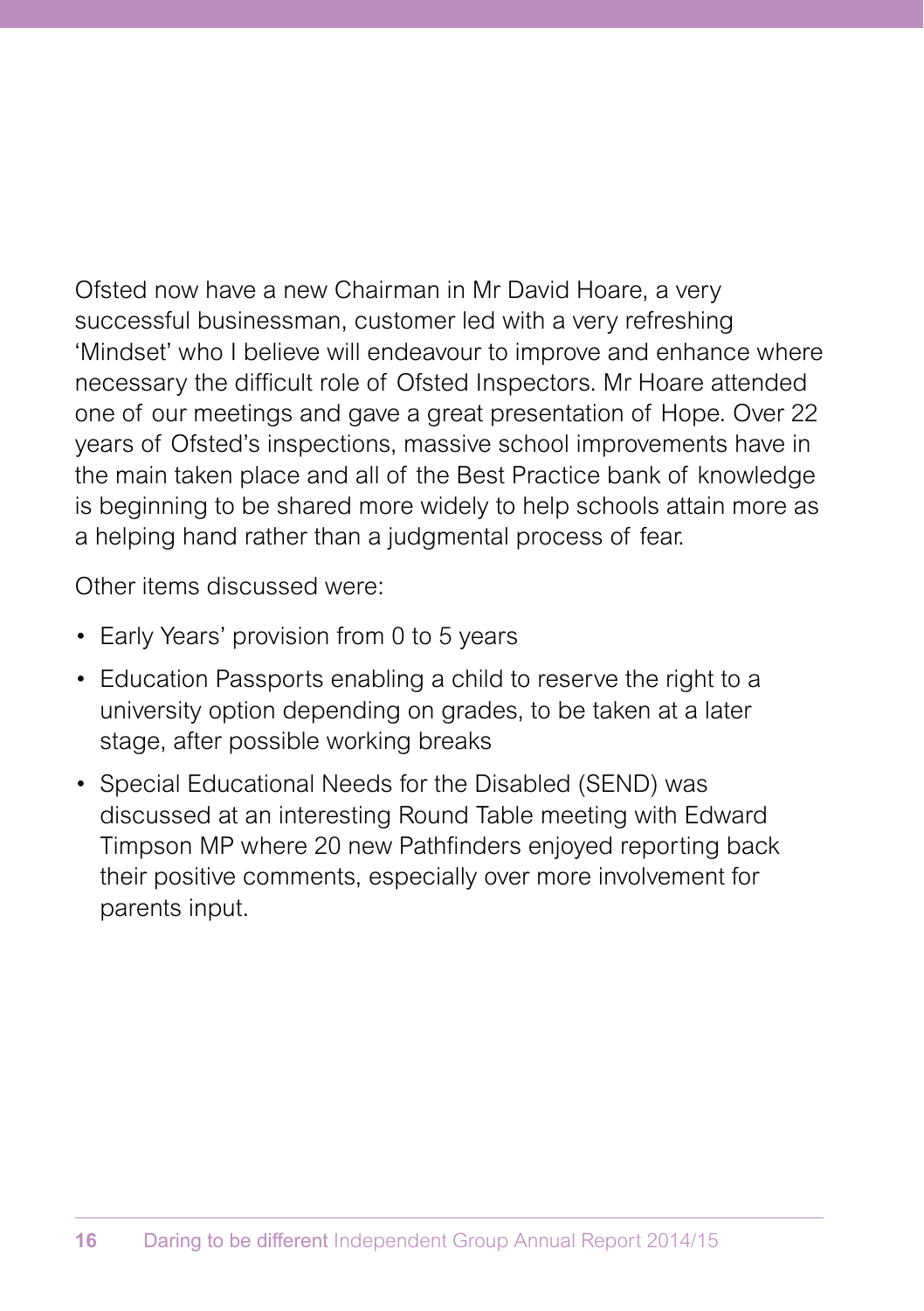Ofsted now have a new Chairman in Mr David Hoare, a very successful businessman, customer led with a very refreshing 'Mindset' who I believe will endeavour to improve and enhance where necessary the difficult role of Ofsted Inspectors. Mr Hoare attended one of our meetings and gave a great presentation of Hope. Over 22 years of Ofsted's inspections, massive school improvements have in the main taken place and all of the Best Practice bank of knowledge is beginning to be shared more widely to help schools attain more as a helping hand rather than a judgmental process of fear.

Other items discussed were:

- Early Years' provision from 0 to 5 years
- Education Passports enabling a child to reserve the right to a university option depending on grades, to be taken at a later stage, after possible working breaks
- Special Educational Needs for the Disabled (SEND) was discussed at an interesting Round Table meeting with Edward Timpson MP where 20 new Pathfinders enjoyed reporting back their positive comments, especially over more involvement for parents input.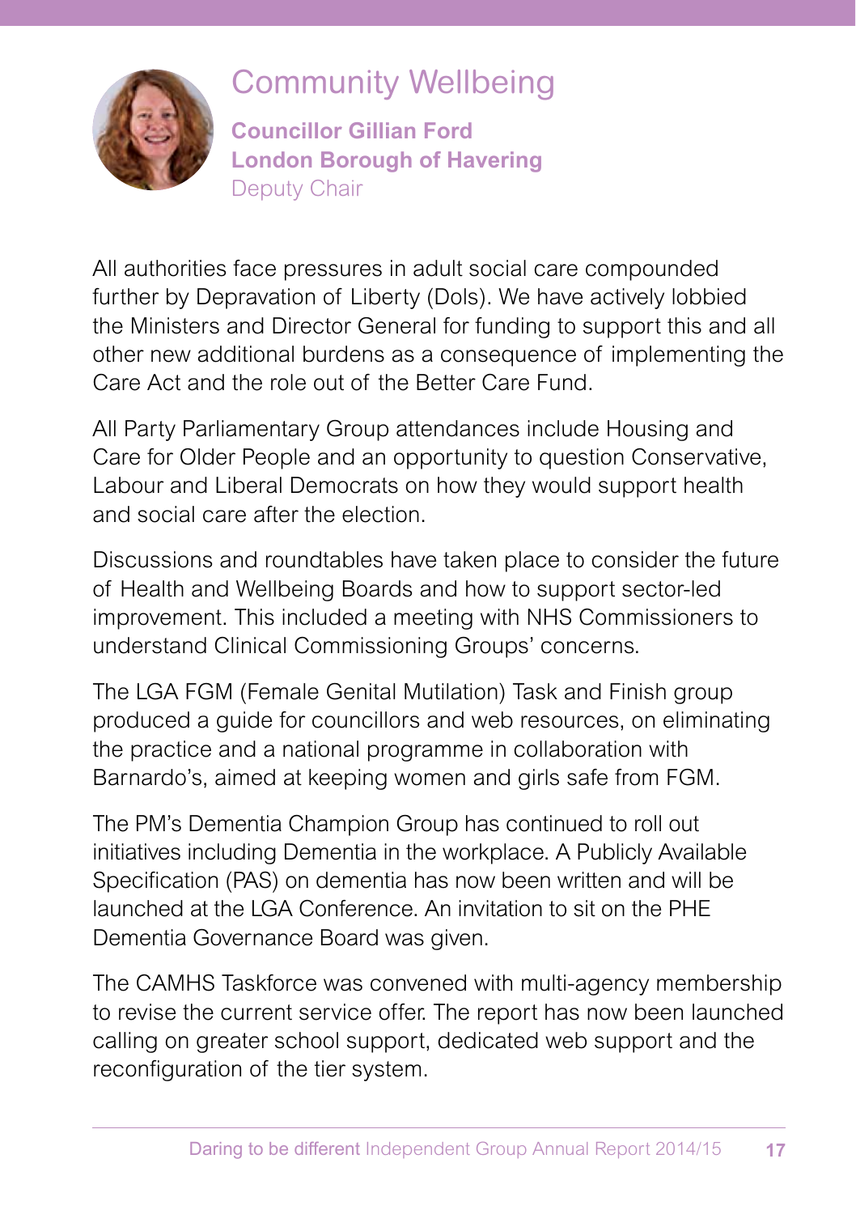## Community Wellbeing

**Councillor Gillian Ford**
**London Borough of Havering**
Deputy Chair

All authorities face pressures in adult social care compounded further by Depravation of Liberty (Dols). We have actively lobbied the Ministers and Director General for funding to support this and all other new additional burdens as a consequence of implementing the Care Act and the role out of the Better Care Fund.

All Party Parliamentary Group attendances include Housing and Care for Older People and an opportunity to question Conservative, Labour and Liberal Democrats on how they would support health and social care after the election.

Discussions and roundtables have taken place to consider the future of Health and Wellbeing Boards and how to support sector-led improvement. This included a meeting with NHS Commissioners to understand Clinical Commissioning Groups' concerns.

The LGA FGM (Female Genital Mutilation) Task and Finish group produced a guide for councillors and web resources, on eliminating the practice and a national programme in collaboration with Barnardo's, aimed at keeping women and girls safe from FGM.

The PM's Dementia Champion Group has continued to roll out initiatives including Dementia in the workplace. A Publicly Available Specification (PAS) on dementia has now been written and will be launched at the LGA Conference. An invitation to sit on the PHE Dementia Governance Board was given.

The CAMHS Taskforce was convened with multi-agency membership to revise the current service offer. The report has now been launched calling on greater school support, dedicated web support and the reconfiguration of the tier system.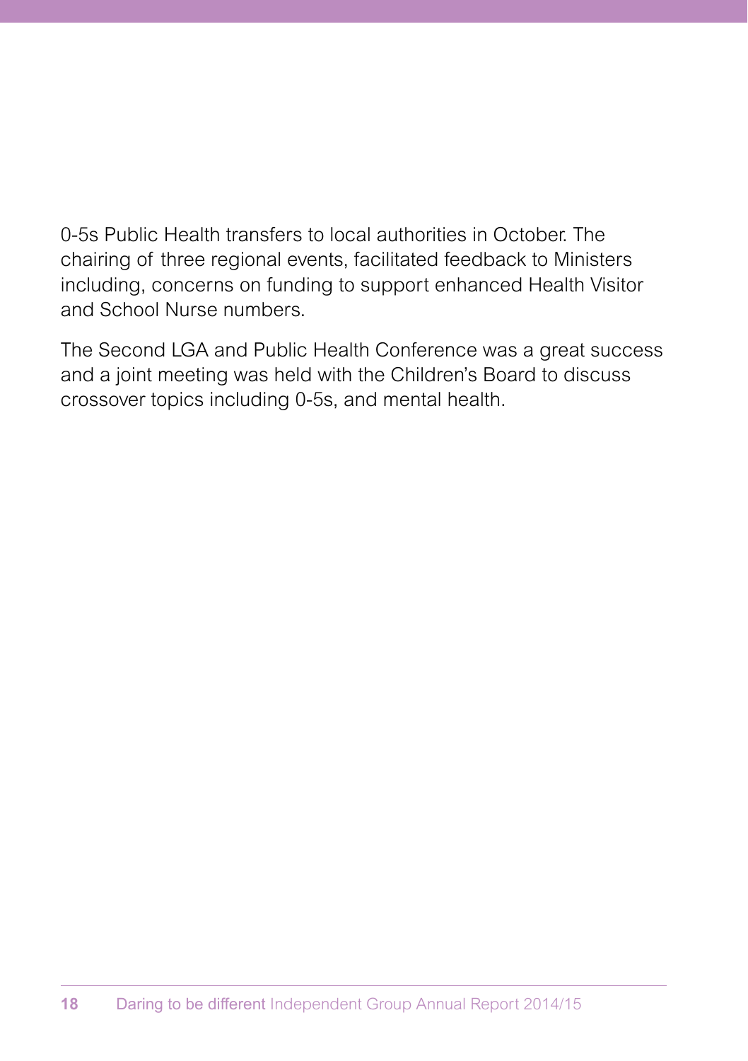0-5s Public Health transfers to local authorities in October. The chairing of three regional events, facilitated feedback to Ministers including, concerns on funding to support enhanced Health Visitor and School Nurse numbers.

The Second LGA and Public Health Conference was a great success and a joint meeting was held with the Children's Board to discuss crossover topics including 0-5s, and mental health.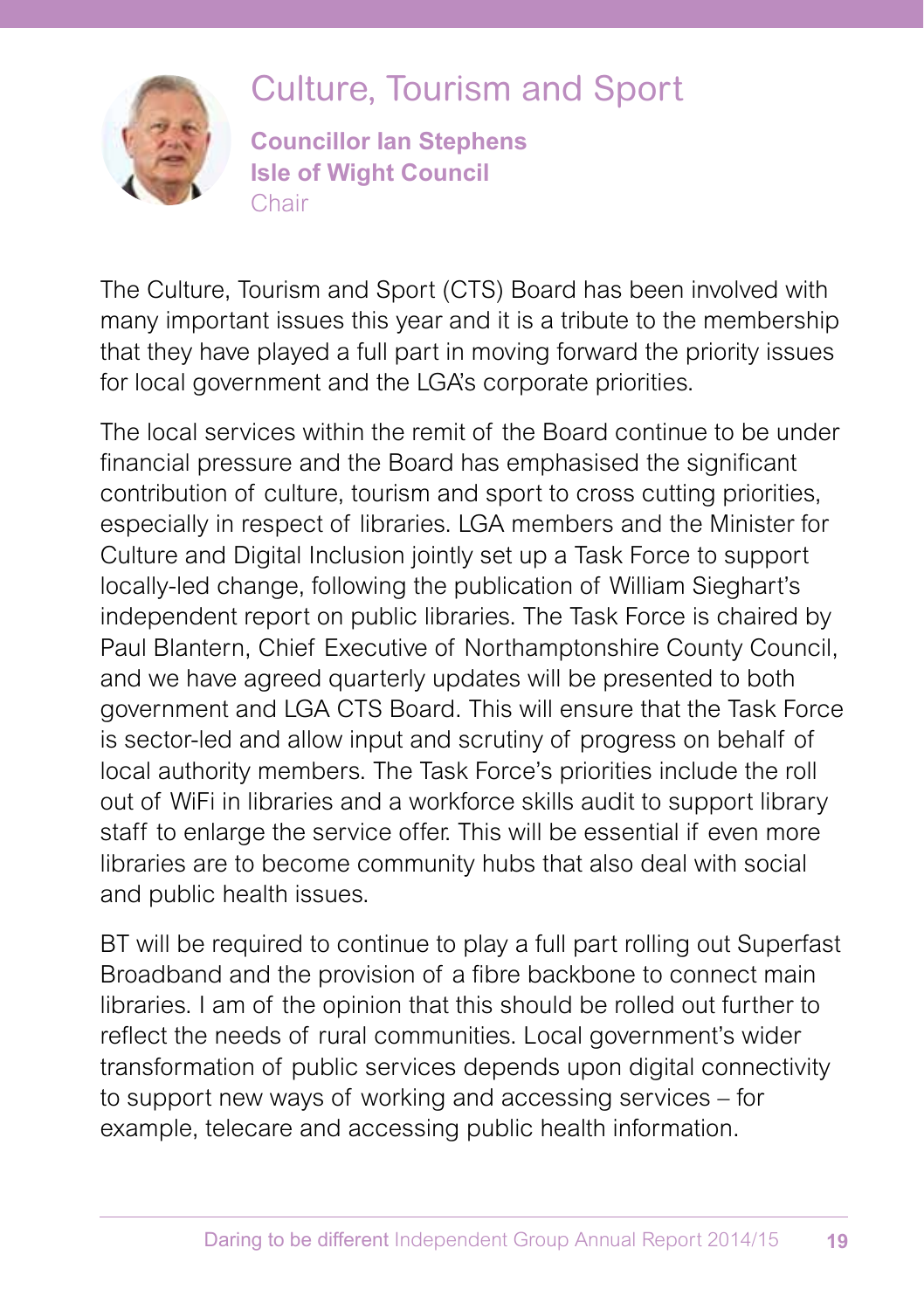# Culture, Tourism and Sport

**Councillor Ian Stephens**
**Isle of Wight Council**
Chair

The Culture, Tourism and Sport (CTS) Board has been involved with many important issues this year and it is a tribute to the membership that they have played a full part in moving forward the priority issues for local government and the LGA's corporate priorities.

The local services within the remit of the Board continue to be under financial pressure and the Board has emphasised the significant contribution of culture, tourism and sport to cross cutting priorities, especially in respect of libraries. LGA members and the Minister for Culture and Digital Inclusion jointly set up a Task Force to support locally-led change, following the publication of William Sieghart's independent report on public libraries. The Task Force is chaired by Paul Blantern, Chief Executive of Northamptonshire County Council, and we have agreed quarterly updates will be presented to both government and LGA CTS Board. This will ensure that the Task Force is sector-led and allow input and scrutiny of progress on behalf of local authority members. The Task Force's priorities include the roll out of WiFi in libraries and a workforce skills audit to support library staff to enlarge the service offer. This will be essential if even more libraries are to become community hubs that also deal with social and public health issues.

BT will be required to continue to play a full part rolling out Superfast Broadband and the provision of a fibre backbone to connect main libraries. I am of the opinion that this should be rolled out further to reflect the needs of rural communities. Local government's wider transformation of public services depends upon digital connectivity to support new ways of working and accessing services – for example, telecare and accessing public health information.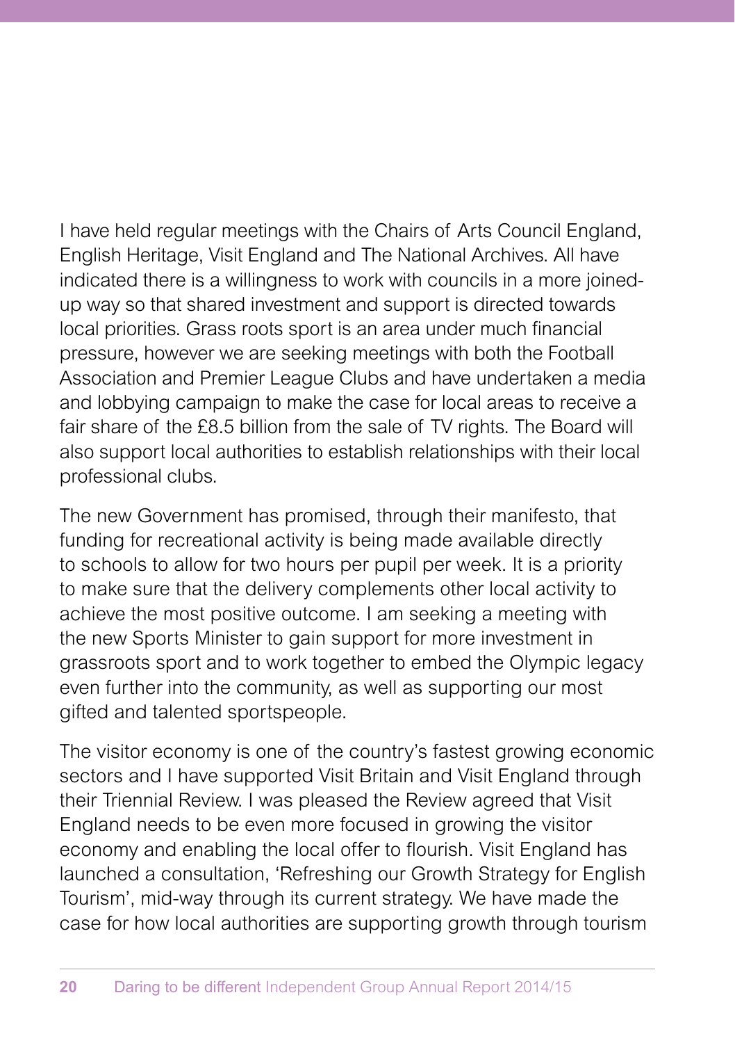I have held regular meetings with the Chairs of Arts Council England, English Heritage, Visit England and The National Archives. All have indicated there is a willingness to work with councils in a more joined-up way so that shared investment and support is directed towards local priorities. Grass roots sport is an area under much financial pressure, however we are seeking meetings with both the Football Association and Premier League Clubs and have undertaken a media and lobbying campaign to make the case for local areas to receive a fair share of the £8.5 billion from the sale of TV rights. The Board will also support local authorities to establish relationships with their local professional clubs.

The new Government has promised, through their manifesto, that funding for recreational activity is being made available directly to schools to allow for two hours per pupil per week. It is a priority to make sure that the delivery complements other local activity to achieve the most positive outcome. I am seeking a meeting with the new Sports Minister to gain support for more investment in grassroots sport and to work together to embed the Olympic legacy even further into the community, as well as supporting our most gifted and talented sportspeople.

The visitor economy is one of the country's fastest growing economic sectors and I have supported Visit Britain and Visit England through their Triennial Review. I was pleased the Review agreed that Visit England needs to be even more focused in growing the visitor economy and enabling the local offer to flourish. Visit England has launched a consultation, 'Refreshing our Growth Strategy for English Tourism', mid-way through its current strategy. We have made the case for how local authorities are supporting growth through tourism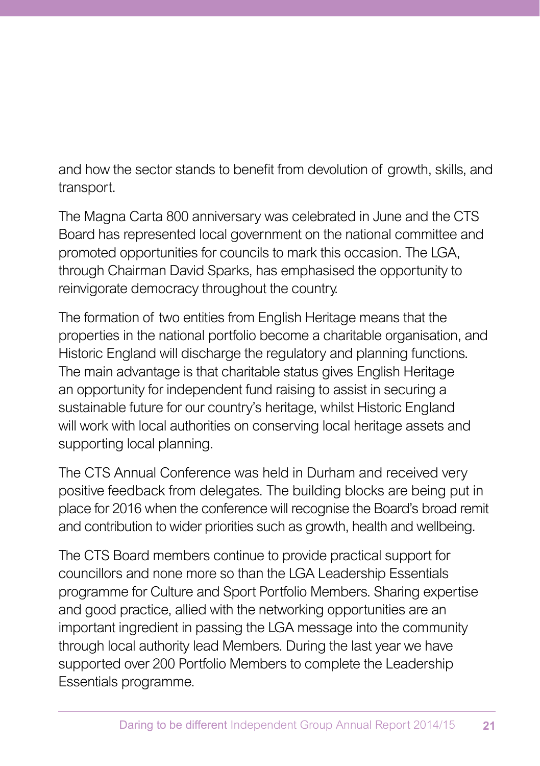and how the sector stands to benefit from devolution of growth, skills, and transport.

The Magna Carta 800 anniversary was celebrated in June and the CTS Board has represented local government on the national committee and promoted opportunities for councils to mark this occasion. The LGA, through Chairman David Sparks, has emphasised the opportunity to reinvigorate democracy throughout the country.

The formation of two entities from English Heritage means that the properties in the national portfolio become a charitable organisation, and Historic England will discharge the regulatory and planning functions. The main advantage is that charitable status gives English Heritage an opportunity for independent fund raising to assist in securing a sustainable future for our country's heritage, whilst Historic England will work with local authorities on conserving local heritage assets and supporting local planning.

The CTS Annual Conference was held in Durham and received very positive feedback from delegates. The building blocks are being put in place for 2016 when the conference will recognise the Board's broad remit and contribution to wider priorities such as growth, health and wellbeing.

The CTS Board members continue to provide practical support for councillors and none more so than the LGA Leadership Essentials programme for Culture and Sport Portfolio Members. Sharing expertise and good practice, allied with the networking opportunities are an important ingredient in passing the LGA message into the community through local authority lead Members. During the last year we have supported over 200 Portfolio Members to complete the Leadership Essentials programme.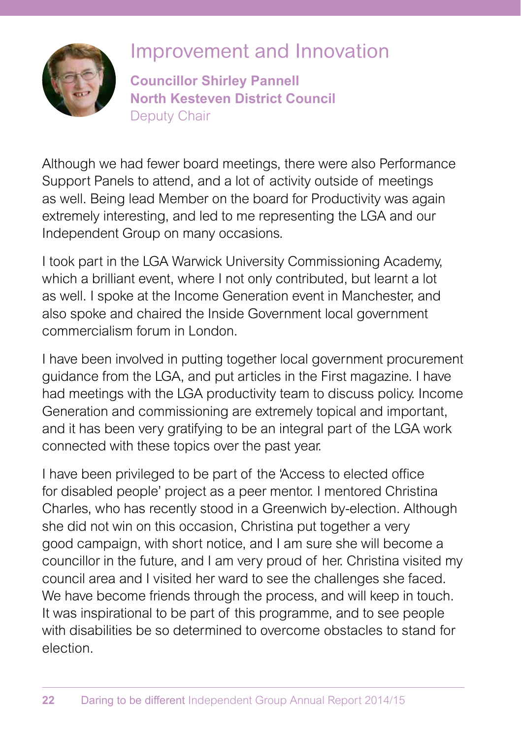# Improvement and Innovation

**Councillor Shirley Pannell**
**North Kesteven District Council**
Deputy Chair

Although we had fewer board meetings, there were also Performance Support Panels to attend, and a lot of activity outside of meetings as well. Being lead Member on the board for Productivity was again extremely interesting, and led to me representing the LGA and our Independent Group on many occasions.

I took part in the LGA Warwick University Commissioning Academy, which a brilliant event, where I not only contributed, but learnt a lot as well. I spoke at the Income Generation event in Manchester, and also spoke and chaired the Inside Government local government commercialism forum in London.

I have been involved in putting together local government procurement guidance from the LGA, and put articles in the First magazine. I have had meetings with the LGA productivity team to discuss policy. Income Generation and commissioning are extremely topical and important, and it has been very gratifying to be an integral part of the LGA work connected with these topics over the past year.

I have been privileged to be part of the 'Access to elected office for disabled people' project as a peer mentor. I mentored Christina Charles, who has recently stood in a Greenwich by-election. Although she did not win on this occasion, Christina put together a very good campaign, with short notice, and I am sure she will become a councillor in the future, and I am very proud of her. Christina visited my council area and I visited her ward to see the challenges she faced. We have become friends through the process, and will keep in touch. It was inspirational to be part of this programme, and to see people with disabilities be so determined to overcome obstacles to stand for election.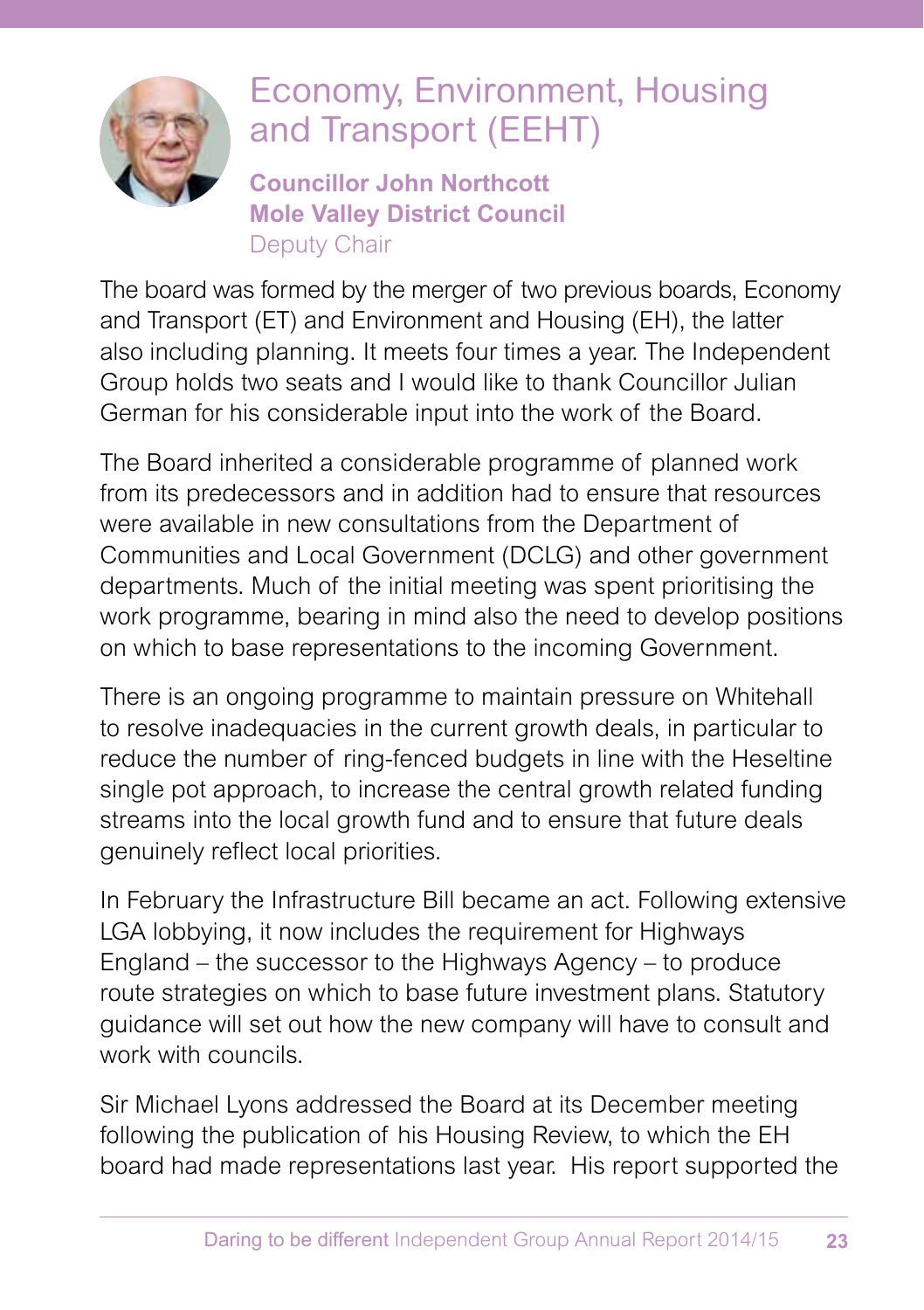# Economy, Environment, Housing and Transport (EEHT)

**Councillor John Northcott**
**Mole Valley District Council**
Deputy Chair

The board was formed by the merger of two previous boards, Economy and Transport (ET) and Environment and Housing (EH), the latter also including planning. It meets four times a year. The Independent Group holds two seats and I would like to thank Councillor Julian German for his considerable input into the work of the Board.

The Board inherited a considerable programme of planned work from its predecessors and in addition had to ensure that resources were available in new consultations from the Department of Communities and Local Government (DCLG) and other government departments. Much of the initial meeting was spent prioritising the work programme, bearing in mind also the need to develop positions on which to base representations to the incoming Government.

There is an ongoing programme to maintain pressure on Whitehall to resolve inadequacies in the current growth deals, in particular to reduce the number of ring-fenced budgets in line with the Heseltine single pot approach, to increase the central growth related funding streams into the local growth fund and to ensure that future deals genuinely reflect local priorities.

In February the Infrastructure Bill became an act. Following extensive LGA lobbying, it now includes the requirement for Highways England – the successor to the Highways Agency – to produce route strategies on which to base future investment plans. Statutory guidance will set out how the new company will have to consult and work with councils.

Sir Michael Lyons addressed the Board at its December meeting following the publication of his Housing Review, to which the EH board had made representations last year. His report supported the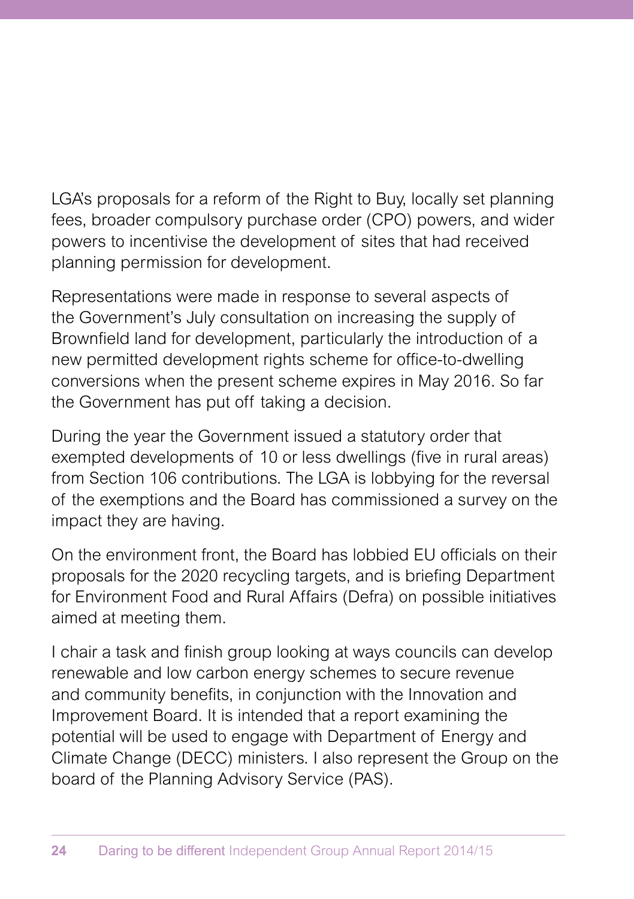LGA's proposals for a reform of the Right to Buy, locally set planning fees, broader compulsory purchase order (CPO) powers, and wider powers to incentivise the development of sites that had received planning permission for development.

Representations were made in response to several aspects of the Government's July consultation on increasing the supply of Brownfield land for development, particularly the introduction of a new permitted development rights scheme for office-to-dwelling conversions when the present scheme expires in May 2016. So far the Government has put off taking a decision.

During the year the Government issued a statutory order that exempted developments of 10 or less dwellings (five in rural areas) from Section 106 contributions. The LGA is lobbying for the reversal of the exemptions and the Board has commissioned a survey on the impact they are having.

On the environment front, the Board has lobbied EU officials on their proposals for the 2020 recycling targets, and is briefing Department for Environment Food and Rural Affairs (Defra) on possible initiatives aimed at meeting them.

I chair a task and finish group looking at ways councils can develop renewable and low carbon energy schemes to secure revenue and community benefits, in conjunction with the Innovation and Improvement Board. It is intended that a report examining the potential will be used to engage with Department of Energy and Climate Change (DECC) ministers. I also represent the Group on the board of the Planning Advisory Service (PAS).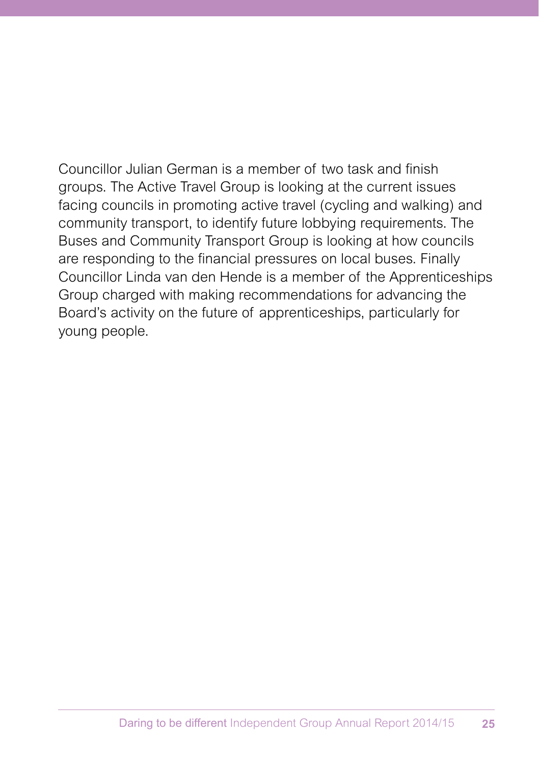Councillor Julian German is a member of two task and finish groups. The Active Travel Group is looking at the current issues facing councils in promoting active travel (cycling and walking) and community transport, to identify future lobbying requirements. The Buses and Community Transport Group is looking at how councils are responding to the financial pressures on local buses. Finally Councillor Linda van den Hende is a member of the Apprenticeships Group charged with making recommendations for advancing the Board's activity on the future of apprenticeships, particularly for young people.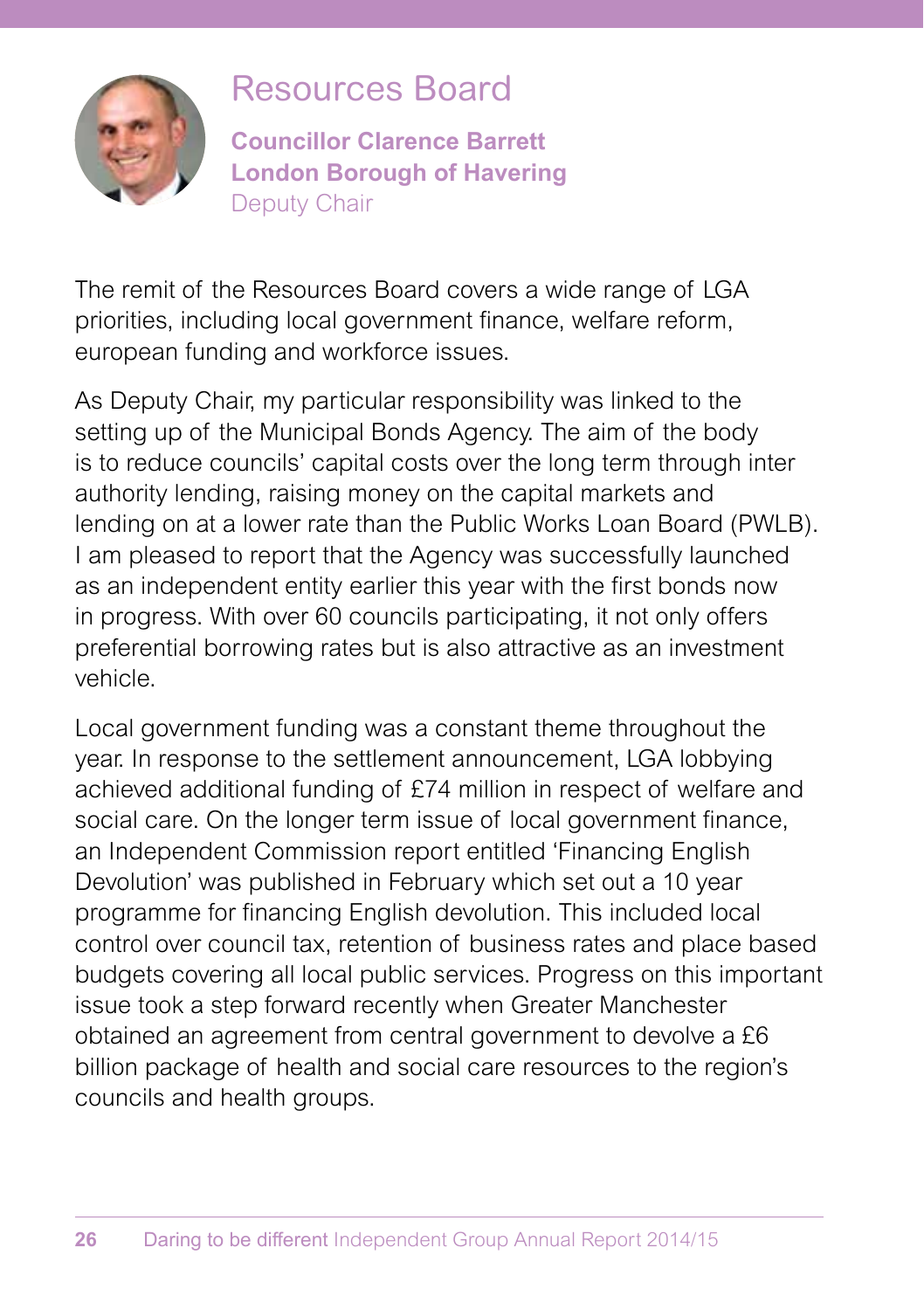# Resources Board

**Councillor Clarence Barrett**
**London Borough of Havering**
Deputy Chair

The remit of the Resources Board covers a wide range of LGA priorities, including local government finance, welfare reform, european funding and workforce issues.

As Deputy Chair, my particular responsibility was linked to the setting up of the Municipal Bonds Agency. The aim of the body is to reduce councils' capital costs over the long term through inter authority lending, raising money on the capital markets and lending on at a lower rate than the Public Works Loan Board (PWLB). I am pleased to report that the Agency was successfully launched as an independent entity earlier this year with the first bonds now in progress. With over 60 councils participating, it not only offers preferential borrowing rates but is also attractive as an investment vehicle.

Local government funding was a constant theme throughout the year. In response to the settlement announcement, LGA lobbying achieved additional funding of £74 million in respect of welfare and social care. On the longer term issue of local government finance, an Independent Commission report entitled 'Financing English Devolution' was published in February which set out a 10 year programme for financing English devolution. This included local control over council tax, retention of business rates and place based budgets covering all local public services. Progress on this important issue took a step forward recently when Greater Manchester obtained an agreement from central government to devolve a £6 billion package of health and social care resources to the region's councils and health groups.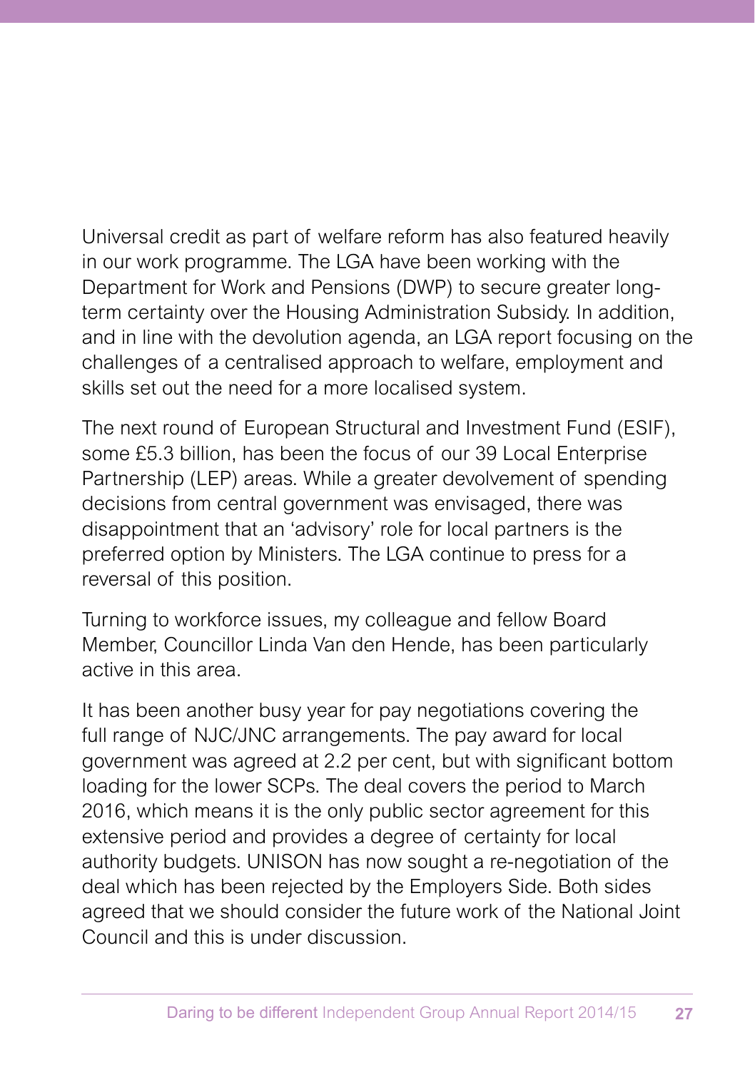Universal credit as part of welfare reform has also featured heavily in our work programme. The LGA have been working with the Department for Work and Pensions (DWP) to secure greater long-term certainty over the Housing Administration Subsidy. In addition, and in line with the devolution agenda, an LGA report focusing on the challenges of a centralised approach to welfare, employment and skills set out the need for a more localised system.

The next round of European Structural and Investment Fund (ESIF), some £5.3 billion, has been the focus of our 39 Local Enterprise Partnership (LEP) areas. While a greater devolvement of spending decisions from central government was envisaged, there was disappointment that an 'advisory' role for local partners is the preferred option by Ministers. The LGA continue to press for a reversal of this position.

Turning to workforce issues, my colleague and fellow Board Member, Councillor Linda Van den Hende, has been particularly active in this area.

It has been another busy year for pay negotiations covering the full range of NJC/JNC arrangements. The pay award for local government was agreed at 2.2 per cent, but with significant bottom loading for the lower SCPs. The deal covers the period to March 2016, which means it is the only public sector agreement for this extensive period and provides a degree of certainty for local authority budgets. UNISON has now sought a re-negotiation of the deal which has been rejected by the Employers Side. Both sides agreed that we should consider the future work of the National Joint Council and this is under discussion.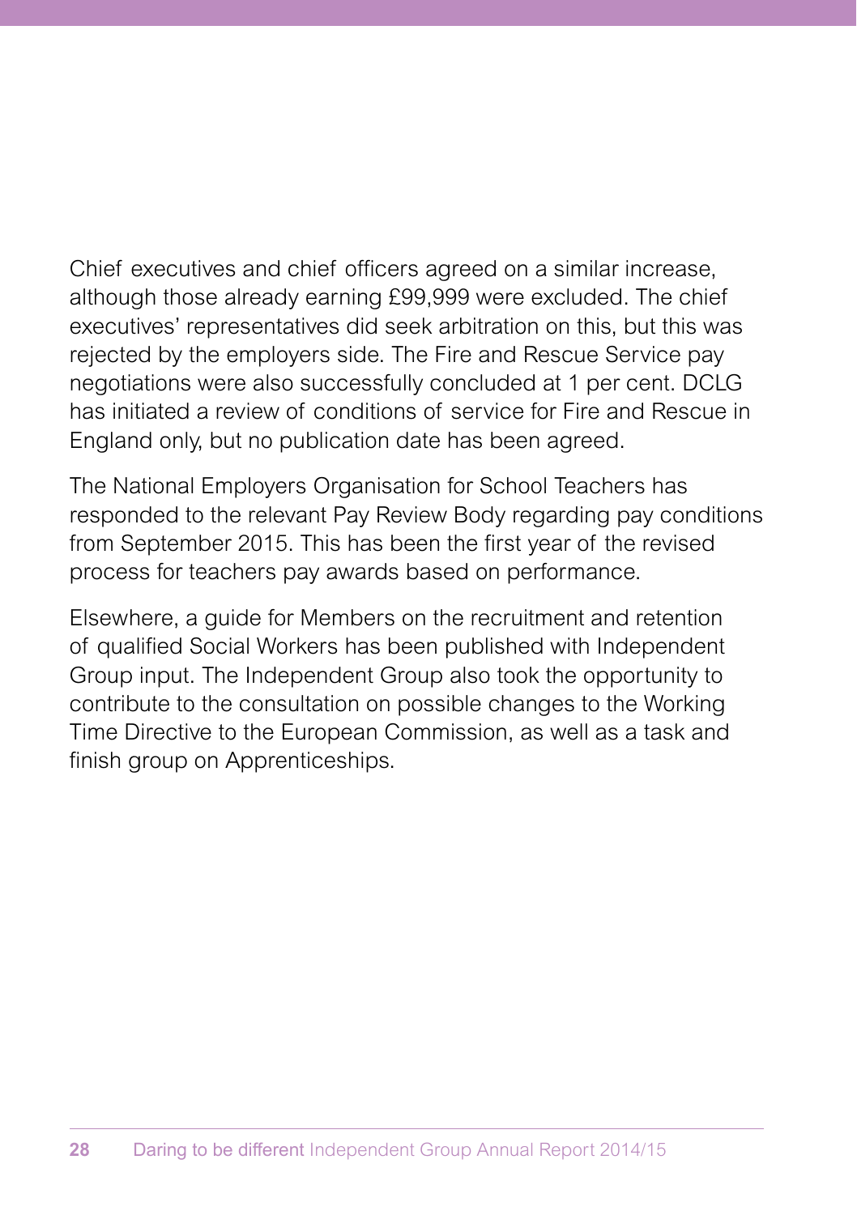Chief executives and chief officers agreed on a similar increase, although those already earning £99,999 were excluded. The chief executives' representatives did seek arbitration on this, but this was rejected by the employers side. The Fire and Rescue Service pay negotiations were also successfully concluded at 1 per cent. DCLG has initiated a review of conditions of service for Fire and Rescue in England only, but no publication date has been agreed.

The National Employers Organisation for School Teachers has responded to the relevant Pay Review Body regarding pay conditions from September 2015. This has been the first year of the revised process for teachers pay awards based on performance.

Elsewhere, a guide for Members on the recruitment and retention of qualified Social Workers has been published with Independent Group input. The Independent Group also took the opportunity to contribute to the consultation on possible changes to the Working Time Directive to the European Commission, as well as a task and finish group on Apprenticeships.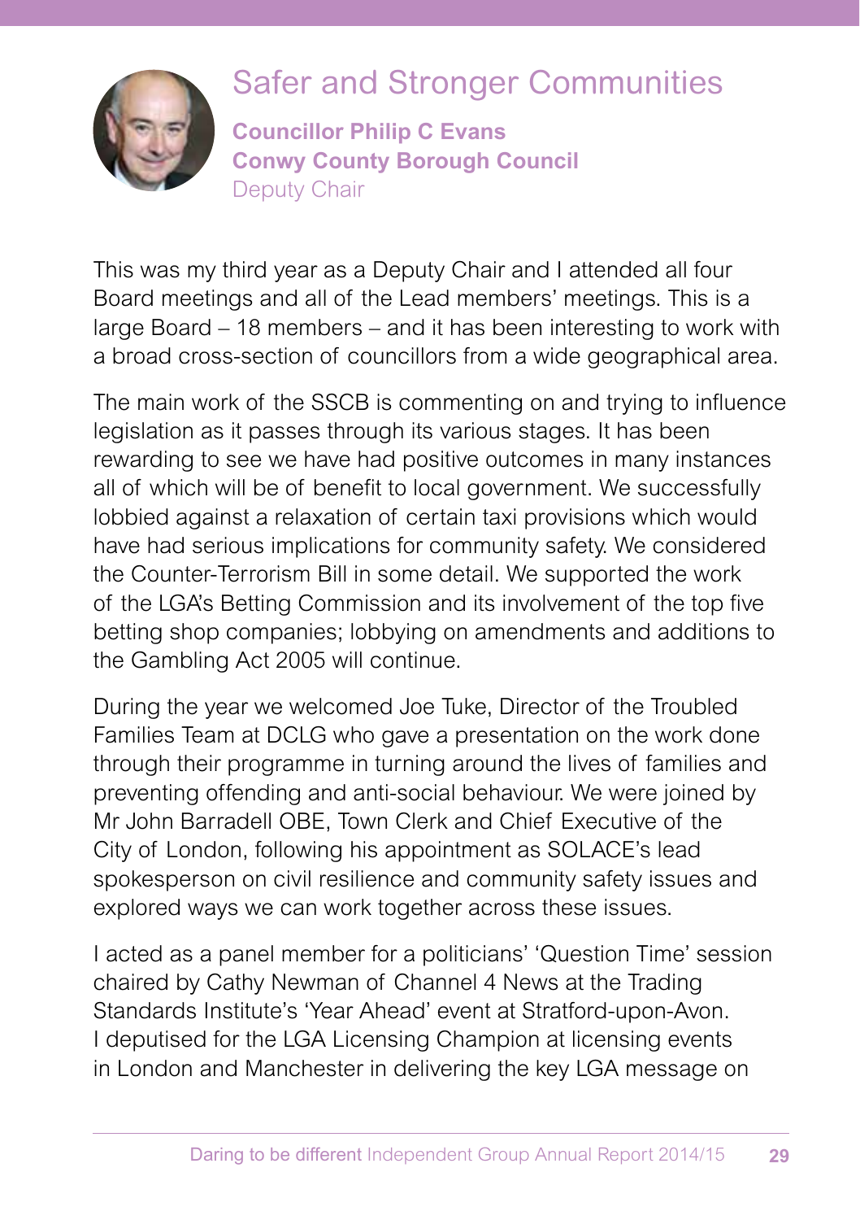## Safer and Stronger Communities

**Councillor Philip C Evans**
**Conwy County Borough Council**
Deputy Chair

This was my third year as a Deputy Chair and I attended all four Board meetings and all of the Lead members' meetings. This is a large Board – 18 members – and it has been interesting to work with a broad cross-section of councillors from a wide geographical area.

The main work of the SSCB is commenting on and trying to influence legislation as it passes through its various stages. It has been rewarding to see we have had positive outcomes in many instances all of which will be of benefit to local government. We successfully lobbied against a relaxation of certain taxi provisions which would have had serious implications for community safety. We considered the Counter-Terrorism Bill in some detail. We supported the work of the LGA's Betting Commission and its involvement of the top five betting shop companies; lobbying on amendments and additions to the Gambling Act 2005 will continue.

During the year we welcomed Joe Tuke, Director of the Troubled Families Team at DCLG who gave a presentation on the work done through their programme in turning around the lives of families and preventing offending and anti-social behaviour. We were joined by Mr John Barradell OBE, Town Clerk and Chief Executive of the City of London, following his appointment as SOLACE's lead spokesperson on civil resilience and community safety issues and explored ways we can work together across these issues.

I acted as a panel member for a politicians' 'Question Time' session chaired by Cathy Newman of Channel 4 News at the Trading Standards Institute's 'Year Ahead' event at Stratford-upon-Avon. I deputised for the LGA Licensing Champion at licensing events in London and Manchester in delivering the key LGA message on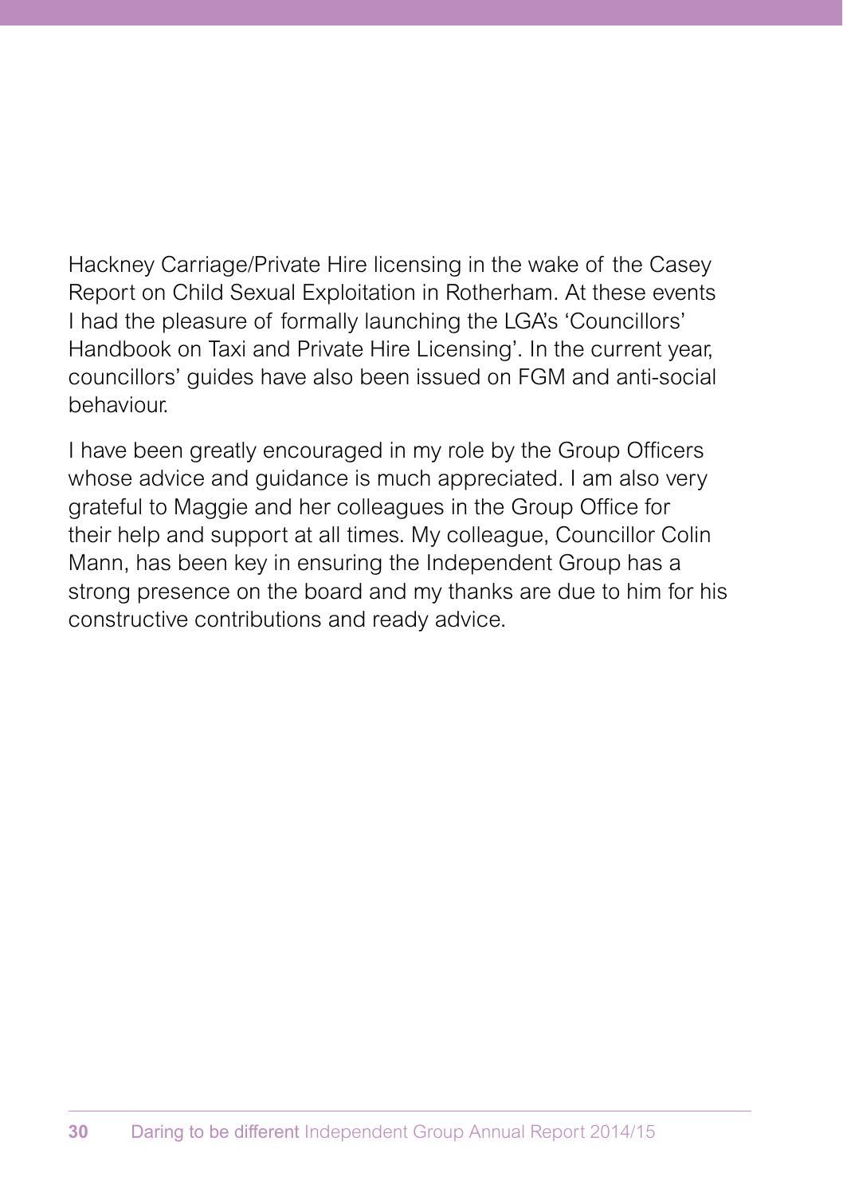Hackney Carriage/Private Hire licensing in the wake of the Casey Report on Child Sexual Exploitation in Rotherham. At these events I had the pleasure of formally launching the LGA's 'Councillors' Handbook on Taxi and Private Hire Licensing'. In the current year, councillors' guides have also been issued on FGM and anti-social behaviour.

I have been greatly encouraged in my role by the Group Officers whose advice and guidance is much appreciated. I am also very grateful to Maggie and her colleagues in the Group Office for their help and support at all times. My colleague, Councillor Colin Mann, has been key in ensuring the Independent Group has a strong presence on the board and my thanks are due to him for his constructive contributions and ready advice.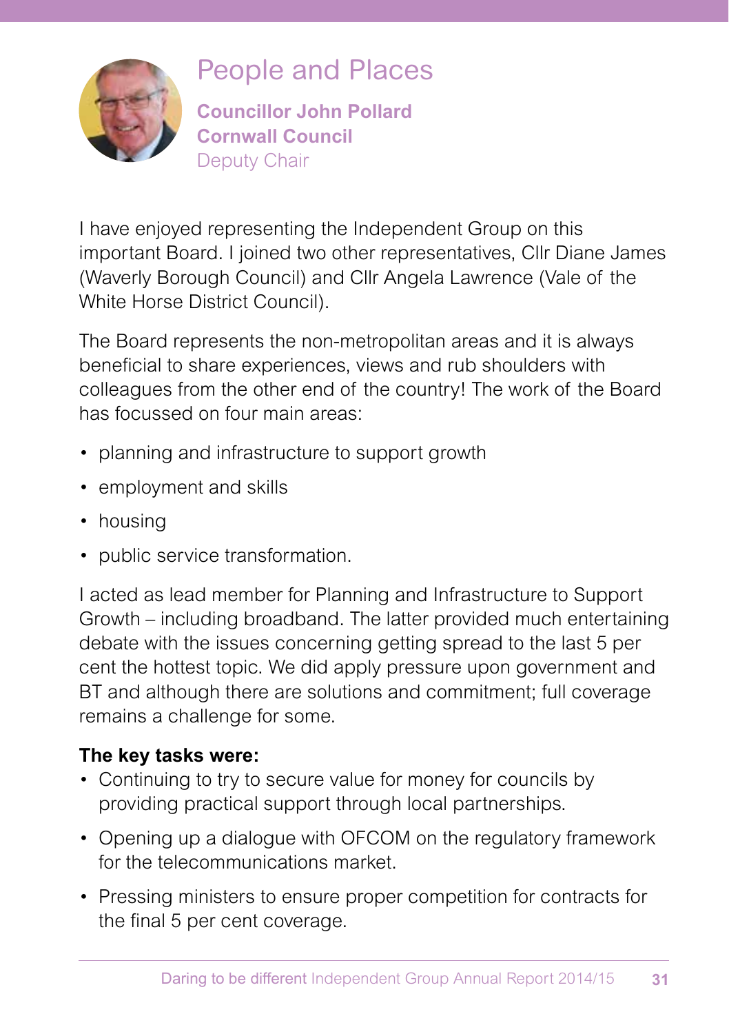## People and Places

**Councillor John Pollard**
**Cornwall Council**
Deputy Chair

I have enjoyed representing the Independent Group on this important Board. I joined two other representatives, Cllr Diane James (Waverly Borough Council) and Cllr Angela Lawrence (Vale of the White Horse District Council).

The Board represents the non-metropolitan areas and it is always beneficial to share experiences, views and rub shoulders with colleagues from the other end of the country! The work of the Board has focussed on four main areas:

- planning and infrastructure to support growth
- employment and skills
- housing
- public service transformation.

I acted as lead member for Planning and Infrastructure to Support Growth – including broadband. The latter provided much entertaining debate with the issues concerning getting spread to the last 5 per cent the hottest topic. We did apply pressure upon government and BT and although there are solutions and commitment; full coverage remains a challenge for some.

**The key tasks were:**

- Continuing to try to secure value for money for councils by providing practical support through local partnerships.
- Opening up a dialogue with OFCOM on the regulatory framework for the telecommunications market.
- Pressing ministers to ensure proper competition for contracts for the final 5 per cent coverage.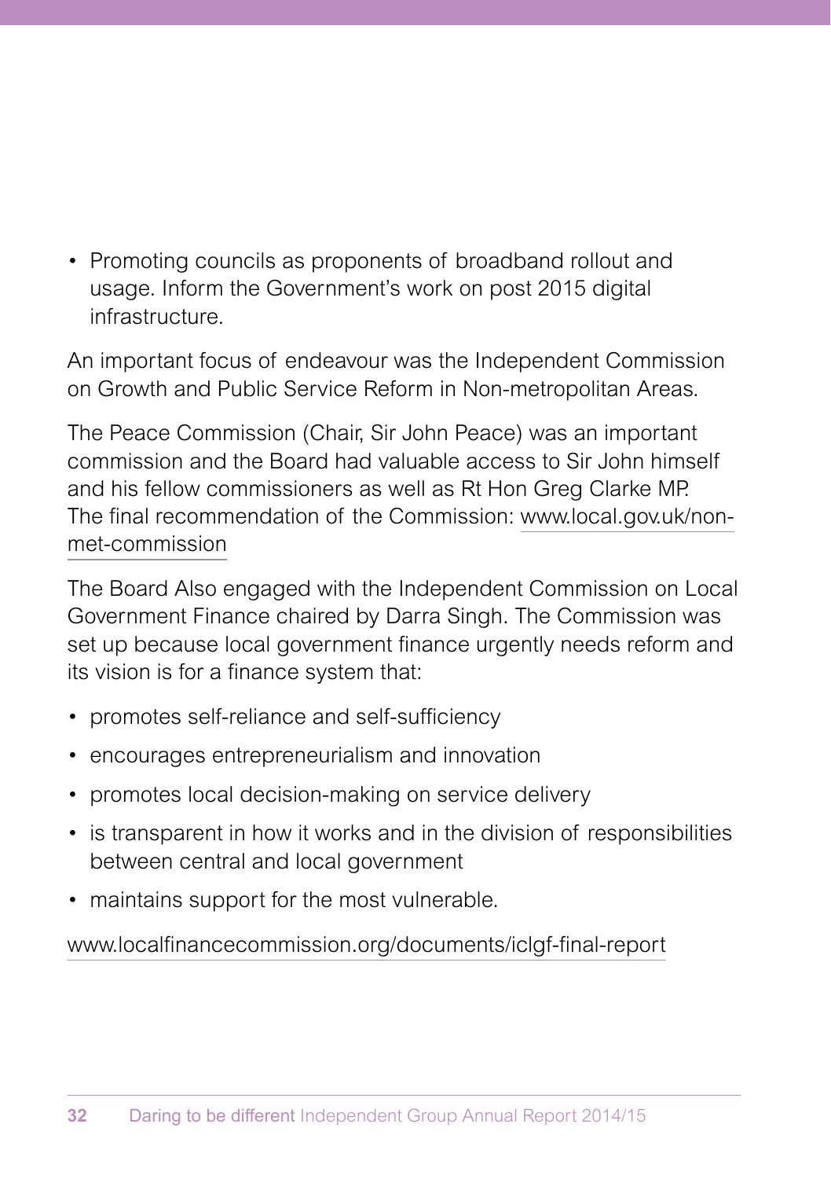- Promoting councils as proponents of broadband rollout and usage. Inform the Government's work on post 2015 digital infrastructure.

An important focus of endeavour was the Independent Commission on Growth and Public Service Reform in Non-metropolitan Areas.

The Peace Commission (Chair, Sir John Peace) was an important commission and the Board had valuable access to Sir John himself and his fellow commissioners as well as Rt Hon Greg Clarke MP. The final recommendation of the Commission: www.local.gov.uk/non-met-commission

The Board Also engaged with the Independent Commission on Local Government Finance chaired by Darra Singh. The Commission was set up because local government finance urgently needs reform and its vision is for a finance system that:

- promotes self-reliance and self-sufficiency
- encourages entrepreneurialism and innovation
- promotes local decision-making on service delivery
- is transparent in how it works and in the division of responsibilities between central and local government
- maintains support for the most vulnerable.

www.localfinancecommission.org/documents/iclgf-final-report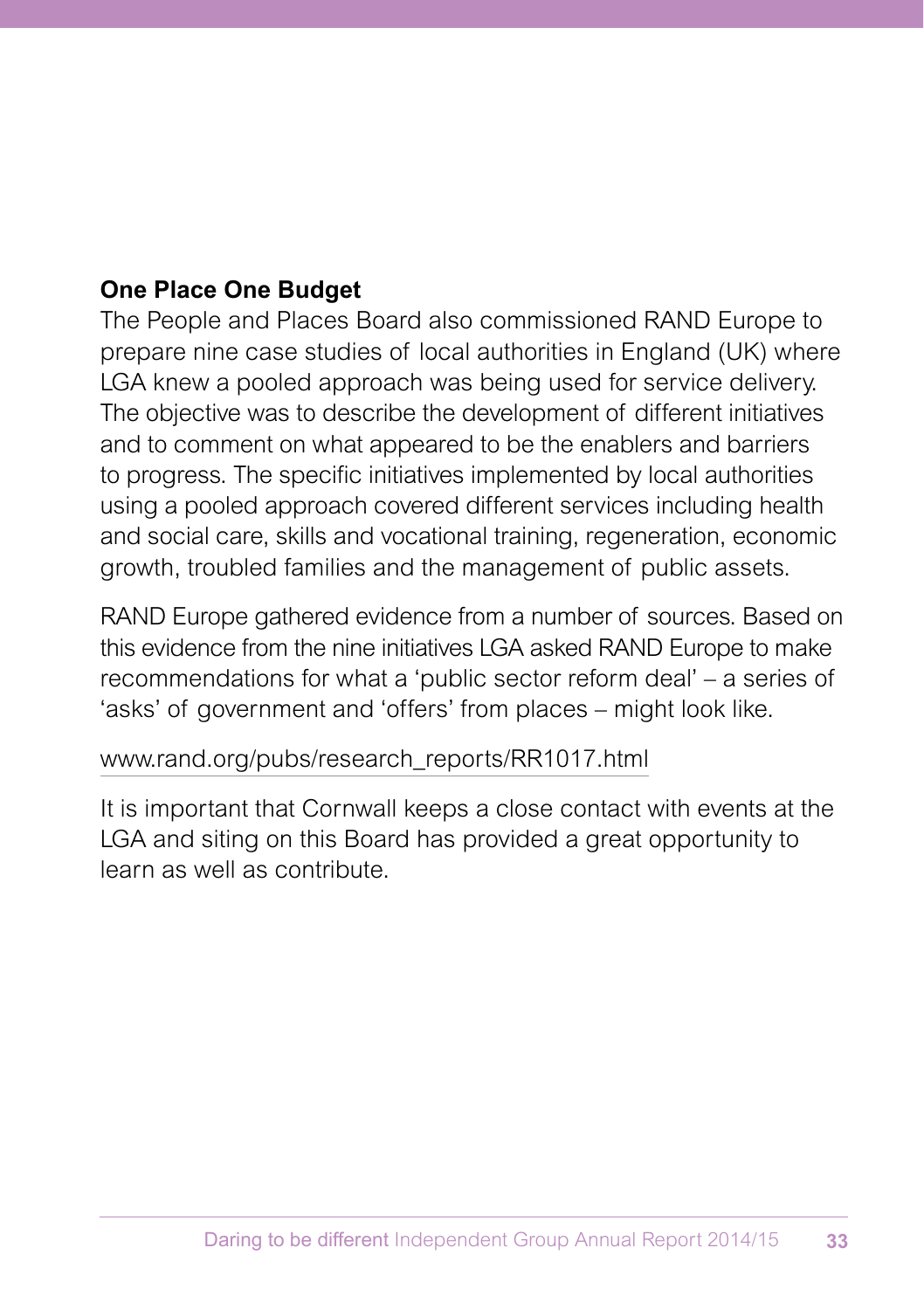**One Place One Budget**

The People and Places Board also commissioned RAND Europe to prepare nine case studies of local authorities in England (UK) where LGA knew a pooled approach was being used for service delivery. The objective was to describe the development of different initiatives and to comment on what appeared to be the enablers and barriers to progress. The specific initiatives implemented by local authorities using a pooled approach covered different services including health and social care, skills and vocational training, regeneration, economic growth, troubled families and the management of public assets.

RAND Europe gathered evidence from a number of sources. Based on this evidence from the nine initiatives LGA asked RAND Europe to make recommendations for what a 'public sector reform deal' – a series of 'asks' of government and 'offers' from places – might look like.

www.rand.org/pubs/research_reports/RR1017.html

It is important that Cornwall keeps a close contact with events at the LGA and siting on this Board has provided a great opportunity to learn as well as contribute.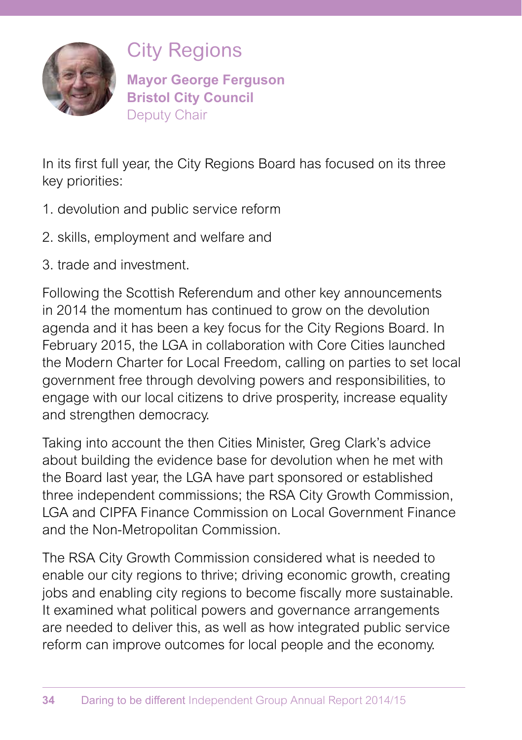# City Regions

**Mayor George Ferguson**
**Bristol City Council**
Deputy Chair

In its first full year, the City Regions Board has focused on its three key priorities:

1. devolution and public service reform
2. skills, employment and welfare and
3. trade and investment.

Following the Scottish Referendum and other key announcements in 2014 the momentum has continued to grow on the devolution agenda and it has been a key focus for the City Regions Board. In February 2015, the LGA in collaboration with Core Cities launched the Modern Charter for Local Freedom, calling on parties to set local government free through devolving powers and responsibilities, to engage with our local citizens to drive prosperity, increase equality and strengthen democracy.

Taking into account the then Cities Minister, Greg Clark's advice about building the evidence base for devolution when he met with the Board last year, the LGA have part sponsored or established three independent commissions; the RSA City Growth Commission, LGA and CIPFA Finance Commission on Local Government Finance and the Non-Metropolitan Commission.

The RSA City Growth Commission considered what is needed to enable our city regions to thrive; driving economic growth, creating jobs and enabling city regions to become fiscally more sustainable. It examined what political powers and governance arrangements are needed to deliver this, as well as how integrated public service reform can improve outcomes for local people and the economy.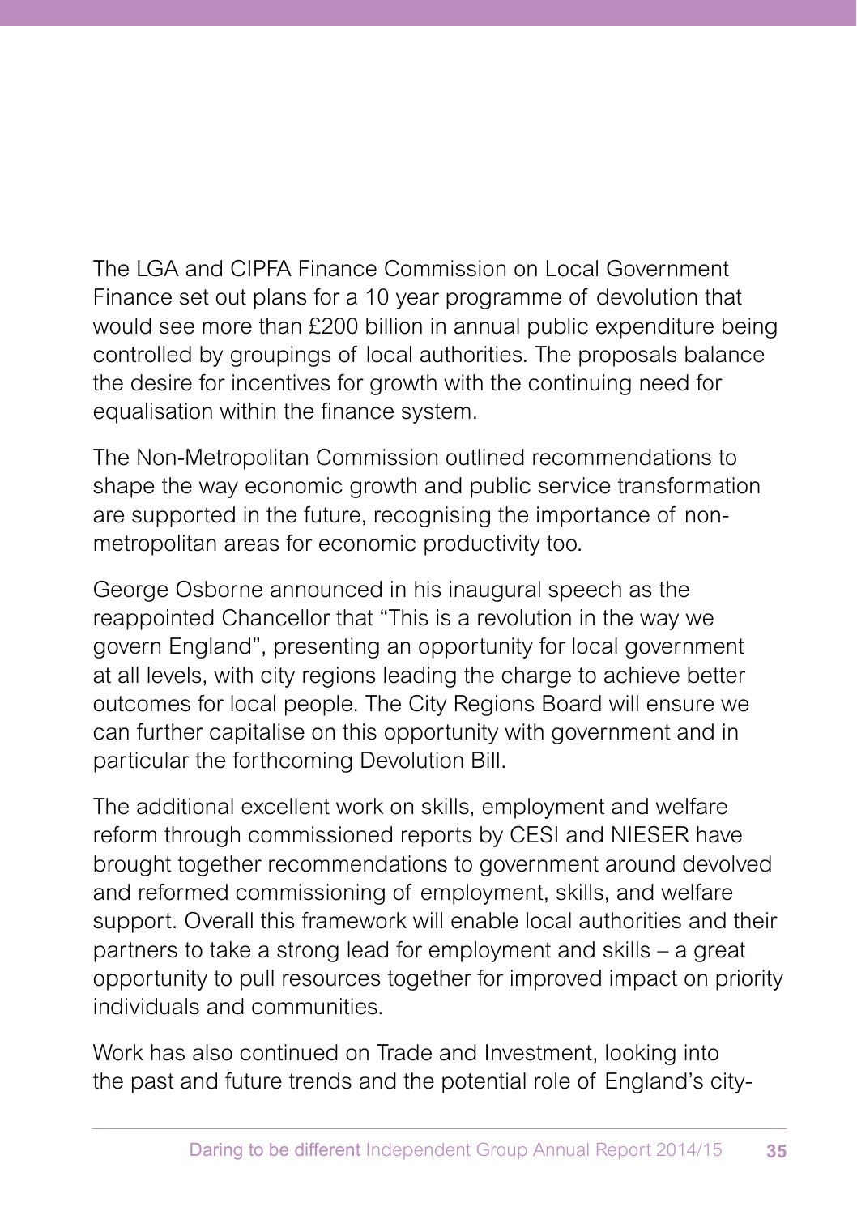The LGA and CIPFA Finance Commission on Local Government Finance set out plans for a 10 year programme of devolution that would see more than £200 billion in annual public expenditure being controlled by groupings of local authorities. The proposals balance the desire for incentives for growth with the continuing need for equalisation within the finance system.

The Non-Metropolitan Commission outlined recommendations to shape the way economic growth and public service transformation are supported in the future, recognising the importance of non-metropolitan areas for economic productivity too.

George Osborne announced in his inaugural speech as the reappointed Chancellor that "This is a revolution in the way we govern England", presenting an opportunity for local government at all levels, with city regions leading the charge to achieve better outcomes for local people. The City Regions Board will ensure we can further capitalise on this opportunity with government and in particular the forthcoming Devolution Bill.

The additional excellent work on skills, employment and welfare reform through commissioned reports by CESI and NIESER have brought together recommendations to government around devolved and reformed commissioning of employment, skills, and welfare support. Overall this framework will enable local authorities and their partners to take a strong lead for employment and skills – a great opportunity to pull resources together for improved impact on priority individuals and communities.

Work has also continued on Trade and Investment, looking into the past and future trends and the potential role of England's city-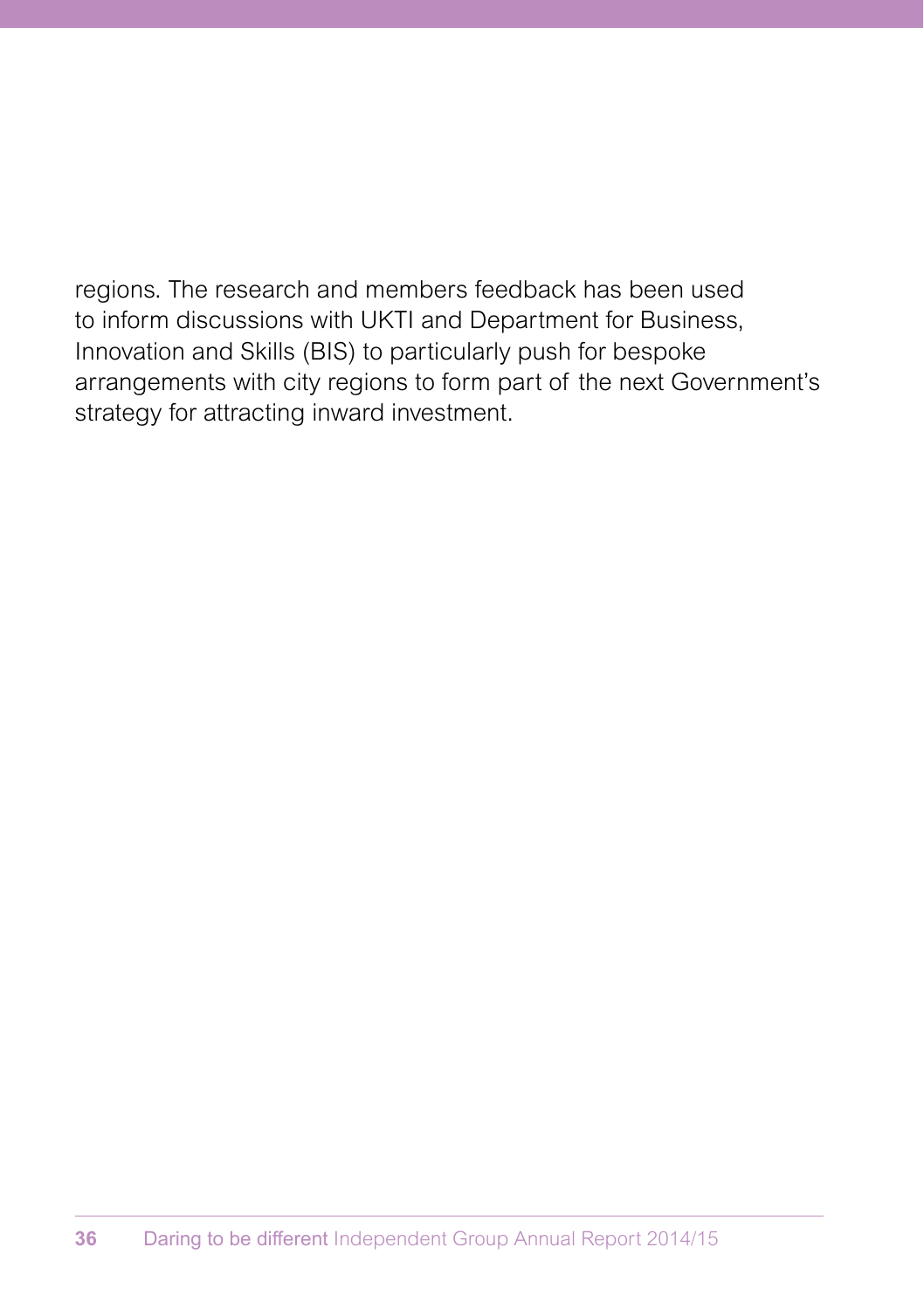regions. The research and members feedback has been used to inform discussions with UKTI and Department for Business, Innovation and Skills (BIS) to particularly push for bespoke arrangements with city regions to form part of the next Government's strategy for attracting inward investment.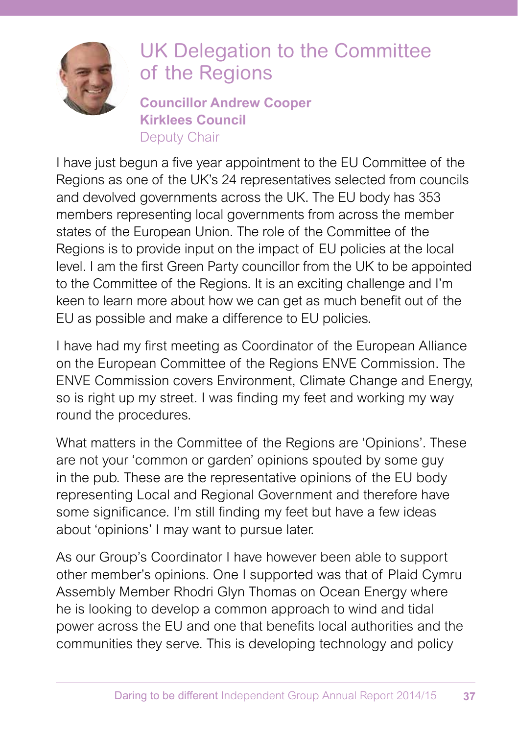# UK Delegation to the Committee of the Regions

**Councillor Andrew Cooper**
**Kirklees Council**
Deputy Chair

I have just begun a five year appointment to the EU Committee of the Regions as one of the UK's 24 representatives selected from councils and devolved governments across the UK. The EU body has 353 members representing local governments from across the member states of the European Union. The role of the Committee of the Regions is to provide input on the impact of EU policies at the local level. I am the first Green Party councillor from the UK to be appointed to the Committee of the Regions. It is an exciting challenge and I'm keen to learn more about how we can get as much benefit out of the EU as possible and make a difference to EU policies.

I have had my first meeting as Coordinator of the European Alliance on the European Committee of the Regions ENVE Commission. The ENVE Commission covers Environment, Climate Change and Energy, so is right up my street. I was finding my feet and working my way round the procedures.

What matters in the Committee of the Regions are 'Opinions'. These are not your 'common or garden' opinions spouted by some guy in the pub. These are the representative opinions of the EU body representing Local and Regional Government and therefore have some significance. I'm still finding my feet but have a few ideas about 'opinions' I may want to pursue later.

As our Group's Coordinator I have however been able to support other member's opinions. One I supported was that of Plaid Cymru Assembly Member Rhodri Glyn Thomas on Ocean Energy where he is looking to develop a common approach to wind and tidal power across the EU and one that benefits local authorities and the communities they serve. This is developing technology and policy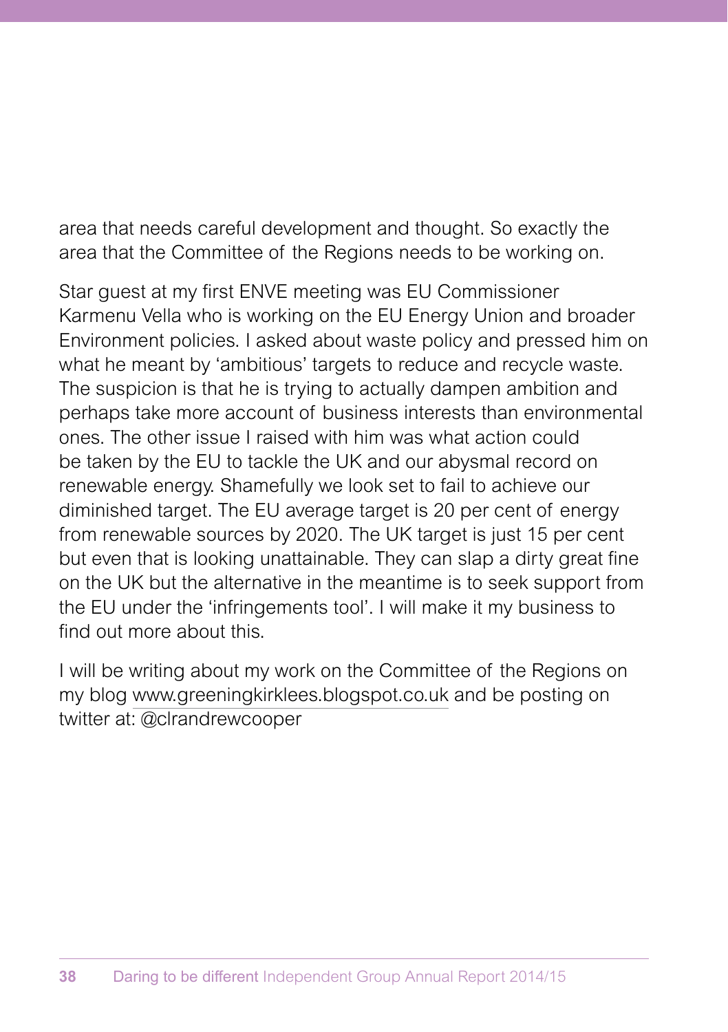area that needs careful development and thought. So exactly the area that the Committee of the Regions needs to be working on.

Star guest at my first ENVE meeting was EU Commissioner Karmenu Vella who is working on the EU Energy Union and broader Environment policies. I asked about waste policy and pressed him on what he meant by 'ambitious' targets to reduce and recycle waste. The suspicion is that he is trying to actually dampen ambition and perhaps take more account of business interests than environmental ones. The other issue I raised with him was what action could be taken by the EU to tackle the UK and our abysmal record on renewable energy. Shamefully we look set to fail to achieve our diminished target. The EU average target is 20 per cent of energy from renewable sources by 2020. The UK target is just 15 per cent but even that is looking unattainable. They can slap a dirty great fine on the UK but the alternative in the meantime is to seek support from the EU under the 'infringements tool'. I will make it my business to find out more about this.

I will be writing about my work on the Committee of the Regions on my blog www.greeningkirklees.blogspot.co.uk and be posting on twitter at: @clrandrewcooper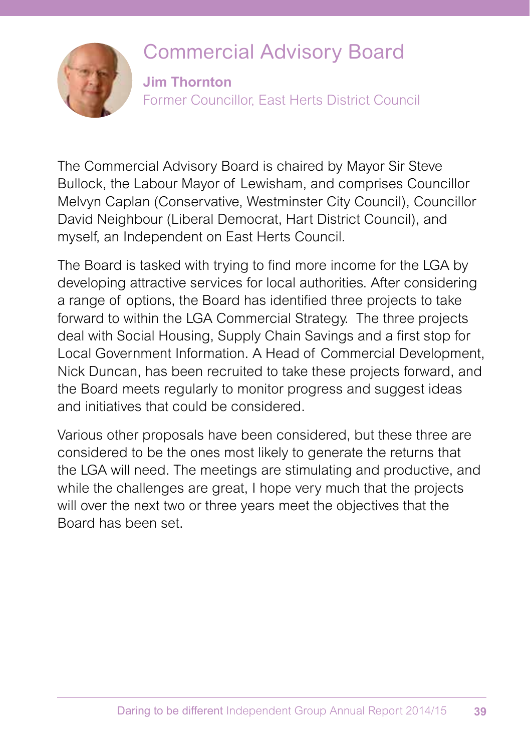# Commercial Advisory Board

**Jim Thornton**

Former Councillor, East Herts District Council

The Commercial Advisory Board is chaired by Mayor Sir Steve Bullock, the Labour Mayor of Lewisham, and comprises Councillor Melvyn Caplan (Conservative, Westminster City Council), Councillor David Neighbour (Liberal Democrat, Hart District Council), and myself, an Independent on East Herts Council.

The Board is tasked with trying to find more income for the LGA by developing attractive services for local authorities. After considering a range of options, the Board has identified three projects to take forward to within the LGA Commercial Strategy. The three projects deal with Social Housing, Supply Chain Savings and a first stop for Local Government Information. A Head of Commercial Development, Nick Duncan, has been recruited to take these projects forward, and the Board meets regularly to monitor progress and suggest ideas and initiatives that could be considered.

Various other proposals have been considered, but these three are considered to be the ones most likely to generate the returns that the LGA will need. The meetings are stimulating and productive, and while the challenges are great, I hope very much that the projects will over the next two or three years meet the objectives that the Board has been set.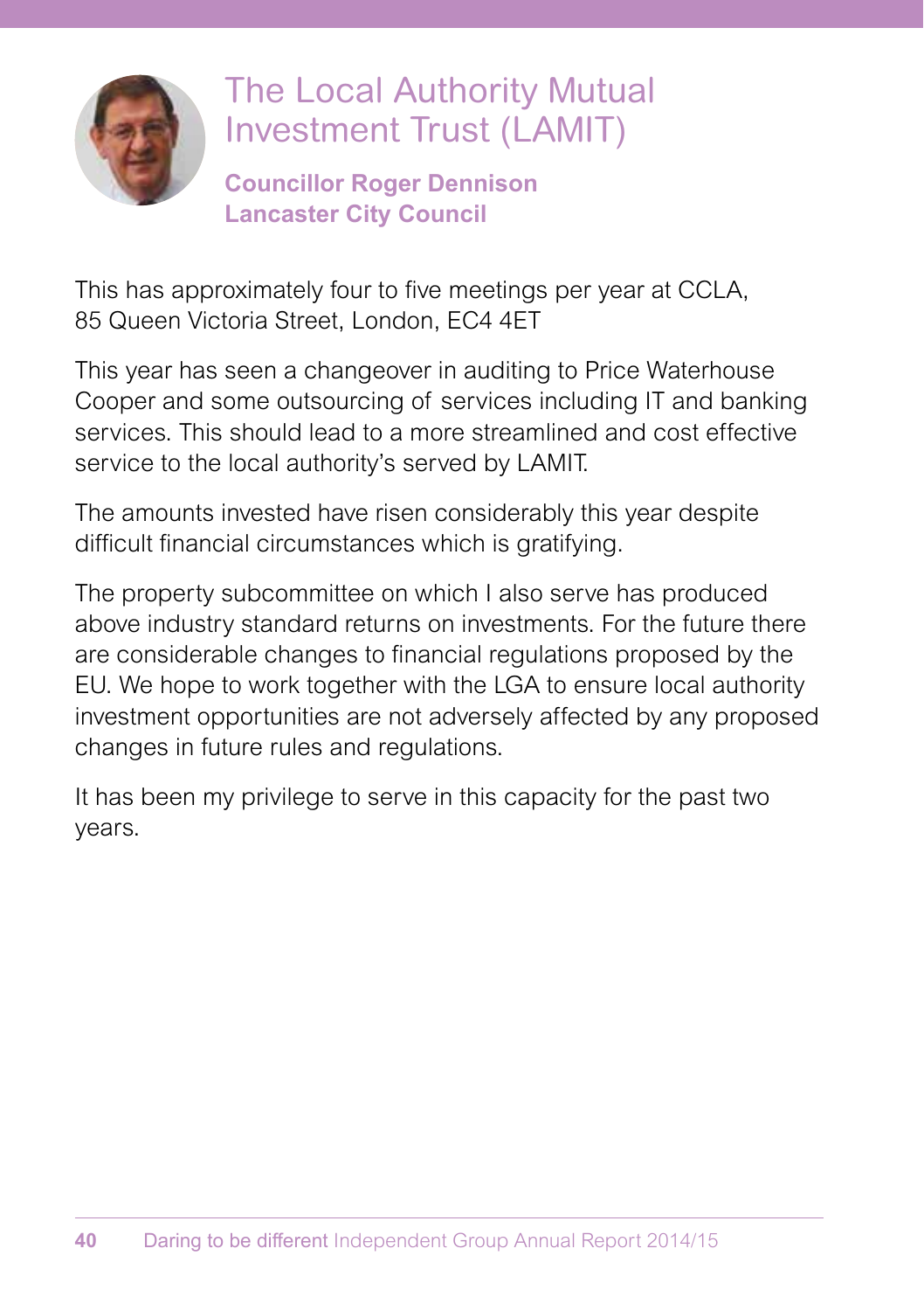# The Local Authority Mutual Investment Trust (LAMIT)

**Councillor Roger Dennison**
**Lancaster City Council**

This has approximately four to five meetings per year at CCLA, 85 Queen Victoria Street, London, EC4 4ET

This year has seen a changeover in auditing to Price Waterhouse Cooper and some outsourcing of services including IT and banking services. This should lead to a more streamlined and cost effective service to the local authority's served by LAMIT.

The amounts invested have risen considerably this year despite difficult financial circumstances which is gratifying.

The property subcommittee on which I also serve has produced above industry standard returns on investments. For the future there are considerable changes to financial regulations proposed by the EU. We hope to work together with the LGA to ensure local authority investment opportunities are not adversely affected by any proposed changes in future rules and regulations.

It has been my privilege to serve in this capacity for the past two years.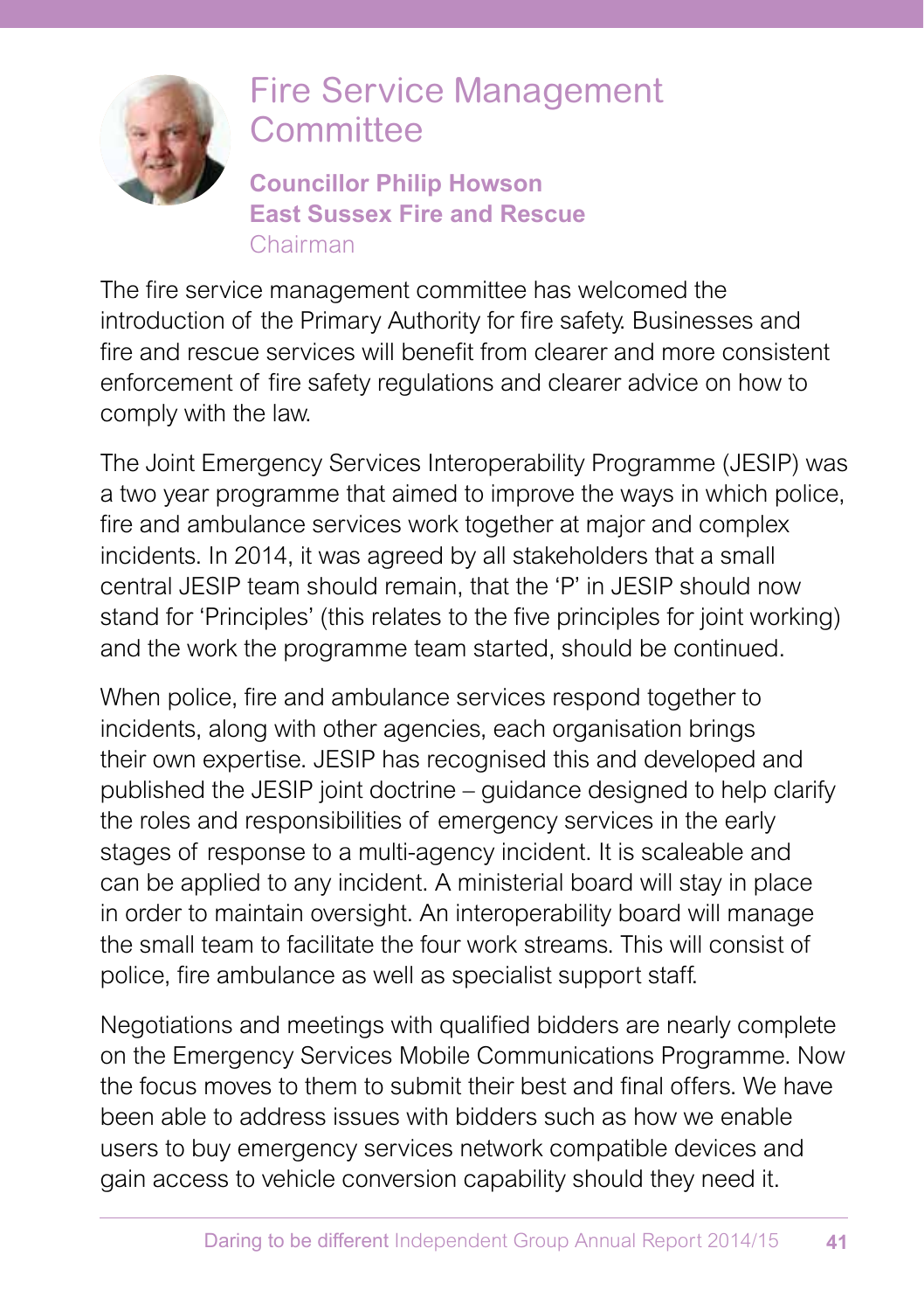# Fire Service Management Committee

**Councillor Philip Howson**
**East Sussex Fire and Rescue**
Chairman

The fire service management committee has welcomed the introduction of the Primary Authority for fire safety. Businesses and fire and rescue services will benefit from clearer and more consistent enforcement of fire safety regulations and clearer advice on how to comply with the law.

The Joint Emergency Services Interoperability Programme (JESIP) was a two year programme that aimed to improve the ways in which police, fire and ambulance services work together at major and complex incidents. In 2014, it was agreed by all stakeholders that a small central JESIP team should remain, that the 'P' in JESIP should now stand for 'Principles' (this relates to the five principles for joint working) and the work the programme team started, should be continued.

When police, fire and ambulance services respond together to incidents, along with other agencies, each organisation brings their own expertise. JESIP has recognised this and developed and published the JESIP joint doctrine – guidance designed to help clarify the roles and responsibilities of emergency services in the early stages of response to a multi-agency incident. It is scaleable and can be applied to any incident. A ministerial board will stay in place in order to maintain oversight. An interoperability board will manage the small team to facilitate the four work streams. This will consist of police, fire ambulance as well as specialist support staff.

Negotiations and meetings with qualified bidders are nearly complete on the Emergency Services Mobile Communications Programme. Now the focus moves to them to submit their best and final offers. We have been able to address issues with bidders such as how we enable users to buy emergency services network compatible devices and gain access to vehicle conversion capability should they need it.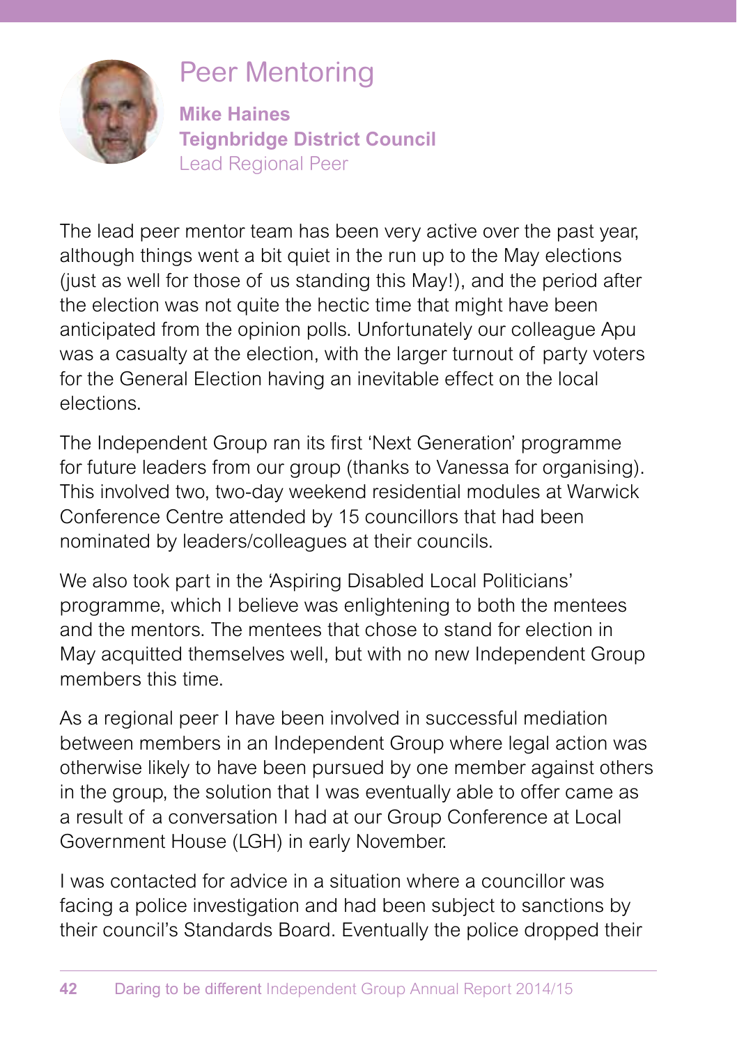# Peer Mentoring

**Mike Haines**
**Teignbridge District Council**
Lead Regional Peer

The lead peer mentor team has been very active over the past year, although things went a bit quiet in the run up to the May elections (just as well for those of us standing this May!), and the period after the election was not quite the hectic time that might have been anticipated from the opinion polls. Unfortunately our colleague Apu was a casualty at the election, with the larger turnout of party voters for the General Election having an inevitable effect on the local elections.

The Independent Group ran its first 'Next Generation' programme for future leaders from our group (thanks to Vanessa for organising). This involved two, two-day weekend residential modules at Warwick Conference Centre attended by 15 councillors that had been nominated by leaders/colleagues at their councils.

We also took part in the 'Aspiring Disabled Local Politicians' programme, which I believe was enlightening to both the mentees and the mentors. The mentees that chose to stand for election in May acquitted themselves well, but with no new Independent Group members this time.

As a regional peer I have been involved in successful mediation between members in an Independent Group where legal action was otherwise likely to have been pursued by one member against others in the group, the solution that I was eventually able to offer came as a result of a conversation I had at our Group Conference at Local Government House (LGH) in early November.

I was contacted for advice in a situation where a councillor was facing a police investigation and had been subject to sanctions by their council's Standards Board. Eventually the police dropped their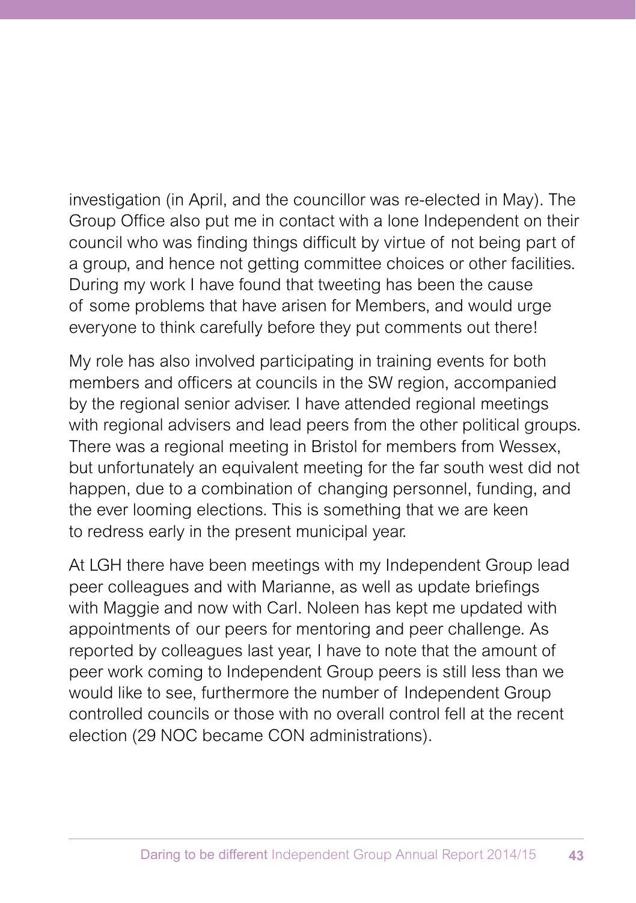investigation (in April, and the councillor was re-elected in May). The Group Office also put me in contact with a lone Independent on their council who was finding things difficult by virtue of not being part of a group, and hence not getting committee choices or other facilities. During my work I have found that tweeting has been the cause of some problems that have arisen for Members, and would urge everyone to think carefully before they put comments out there!

My role has also involved participating in training events for both members and officers at councils in the SW region, accompanied by the regional senior adviser. I have attended regional meetings with regional advisers and lead peers from the other political groups. There was a regional meeting in Bristol for members from Wessex, but unfortunately an equivalent meeting for the far south west did not happen, due to a combination of changing personnel, funding, and the ever looming elections. This is something that we are keen to redress early in the present municipal year.

At LGH there have been meetings with my Independent Group lead peer colleagues and with Marianne, as well as update briefings with Maggie and now with Carl. Noleen has kept me updated with appointments of our peers for mentoring and peer challenge. As reported by colleagues last year, I have to note that the amount of peer work coming to Independent Group peers is still less than we would like to see, furthermore the number of Independent Group controlled councils or those with no overall control fell at the recent election (29 NOC became CON administrations).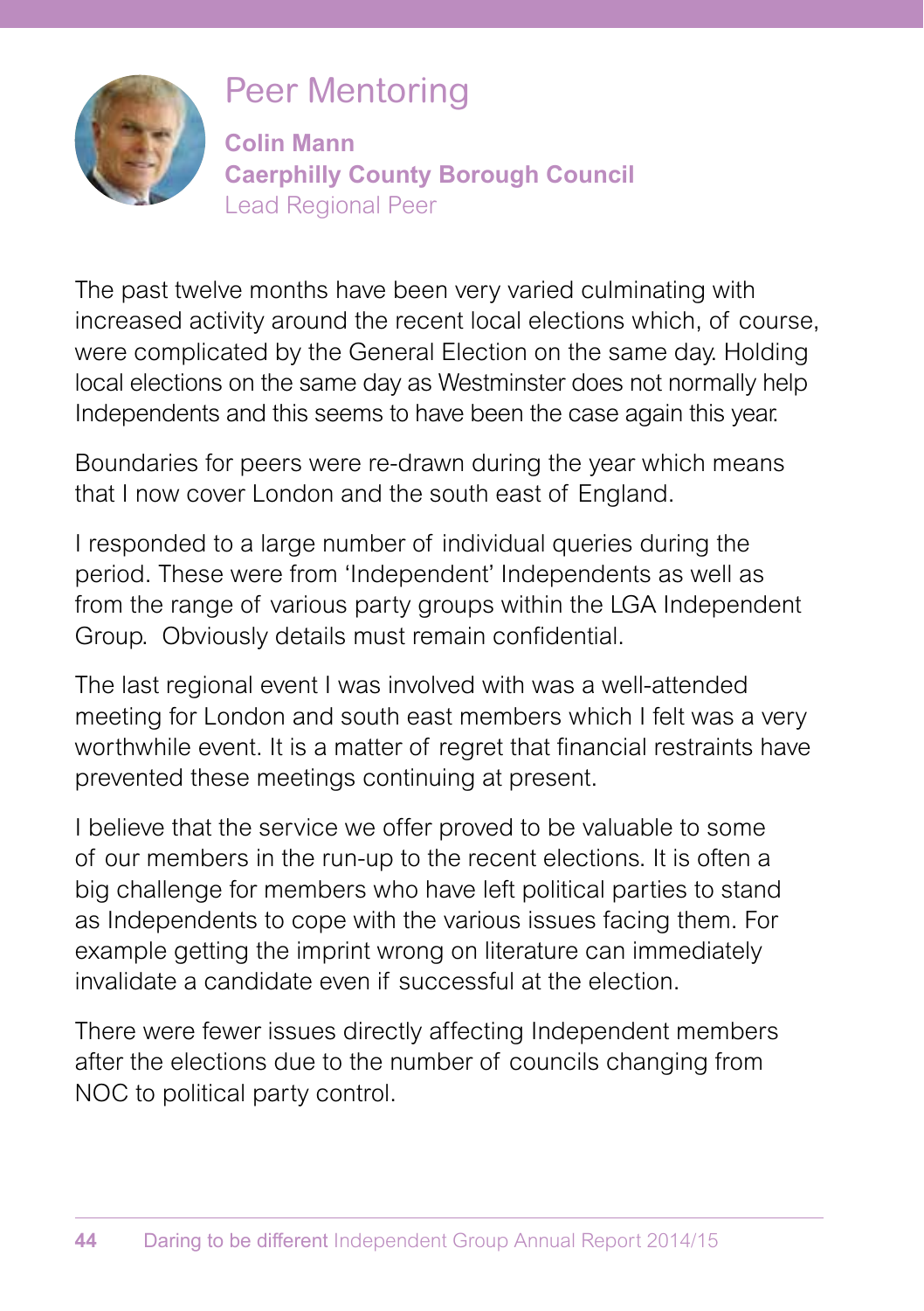# Peer Mentoring

**Colin Mann**
**Caerphilly County Borough Council**
Lead Regional Peer

The past twelve months have been very varied culminating with increased activity around the recent local elections which, of course, were complicated by the General Election on the same day. Holding local elections on the same day as Westminster does not normally help Independents and this seems to have been the case again this year.

Boundaries for peers were re-drawn during the year which means that I now cover London and the south east of England.

I responded to a large number of individual queries during the period. These were from 'Independent' Independents as well as from the range of various party groups within the LGA Independent Group. Obviously details must remain confidential.

The last regional event I was involved with was a well-attended meeting for London and south east members which I felt was a very worthwhile event. It is a matter of regret that financial restraints have prevented these meetings continuing at present.

I believe that the service we offer proved to be valuable to some of our members in the run-up to the recent elections. It is often a big challenge for members who have left political parties to stand as Independents to cope with the various issues facing them. For example getting the imprint wrong on literature can immediately invalidate a candidate even if successful at the election.

There were fewer issues directly affecting Independent members after the elections due to the number of councils changing from NOC to political party control.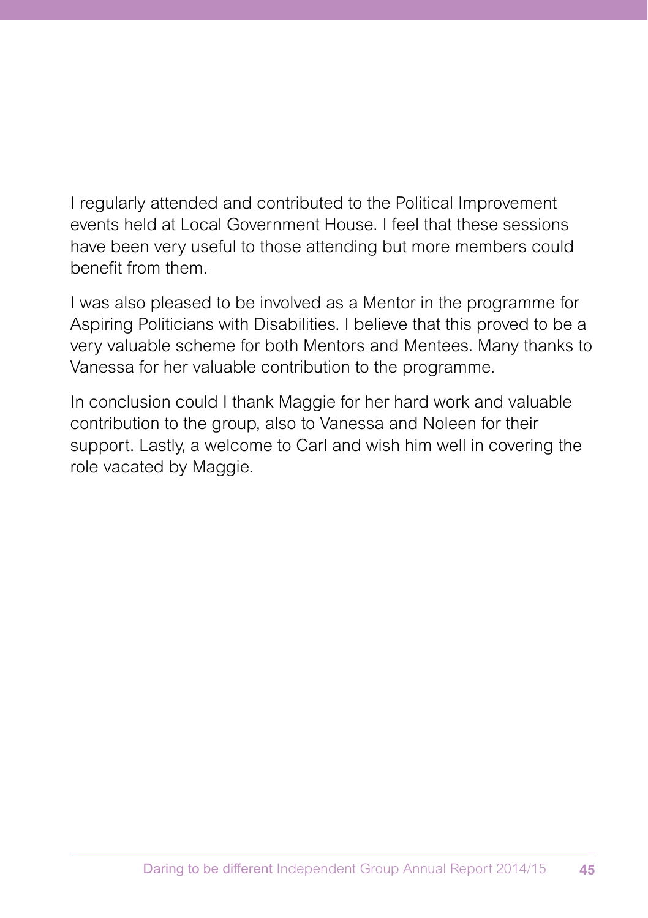I regularly attended and contributed to the Political Improvement events held at Local Government House. I feel that these sessions have been very useful to those attending but more members could benefit from them.

I was also pleased to be involved as a Mentor in the programme for Aspiring Politicians with Disabilities. I believe that this proved to be a very valuable scheme for both Mentors and Mentees. Many thanks to Vanessa for her valuable contribution to the programme.

In conclusion could I thank Maggie for her hard work and valuable contribution to the group, also to Vanessa and Noleen for their support. Lastly, a welcome to Carl and wish him well in covering the role vacated by Maggie.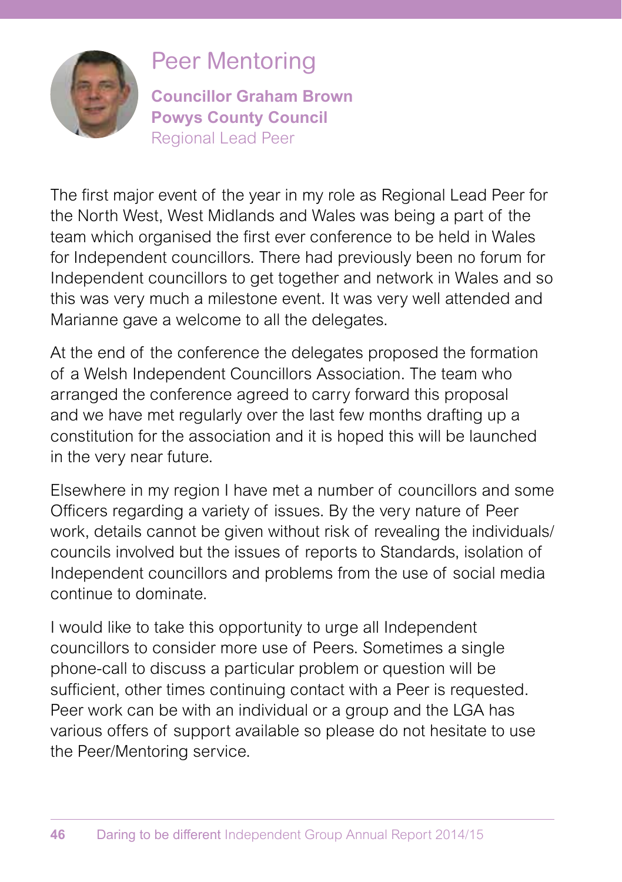# Peer Mentoring

**Councillor Graham Brown**
**Powys County Council**
Regional Lead Peer

The first major event of the year in my role as Regional Lead Peer for the North West, West Midlands and Wales was being a part of the team which organised the first ever conference to be held in Wales for Independent councillors. There had previously been no forum for Independent councillors to get together and network in Wales and so this was very much a milestone event. It was very well attended and Marianne gave a welcome to all the delegates.

At the end of the conference the delegates proposed the formation of a Welsh Independent Councillors Association. The team who arranged the conference agreed to carry forward this proposal and we have met regularly over the last few months drafting up a constitution for the association and it is hoped this will be launched in the very near future.

Elsewhere in my region I have met a number of councillors and some Officers regarding a variety of issues. By the very nature of Peer work, details cannot be given without risk of revealing the individuals/councils involved but the issues of reports to Standards, isolation of Independent councillors and problems from the use of social media continue to dominate.

I would like to take this opportunity to urge all Independent councillors to consider more use of Peers. Sometimes a single phone-call to discuss a particular problem or question will be sufficient, other times continuing contact with a Peer is requested. Peer work can be with an individual or a group and the LGA has various offers of support available so please do not hesitate to use the Peer/Mentoring service.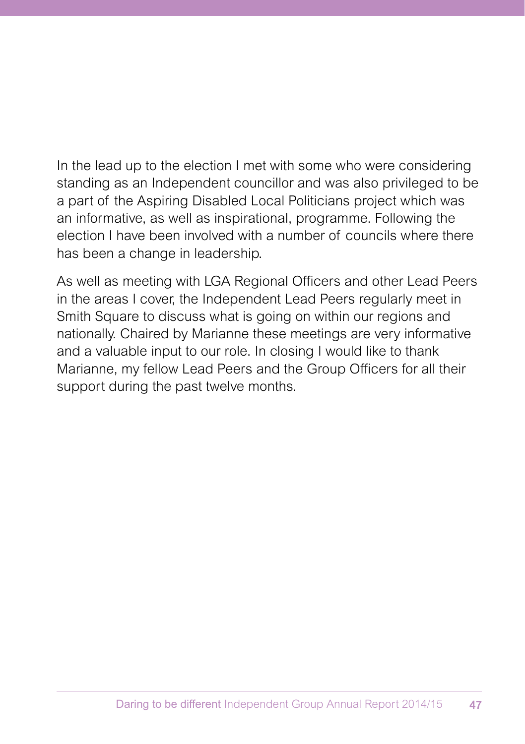In the lead up to the election I met with some who were considering standing as an Independent councillor and was also privileged to be a part of the Aspiring Disabled Local Politicians project which was an informative, as well as inspirational, programme. Following the election I have been involved with a number of councils where there has been a change in leadership.

As well as meeting with LGA Regional Officers and other Lead Peers in the areas I cover, the Independent Lead Peers regularly meet in Smith Square to discuss what is going on within our regions and nationally. Chaired by Marianne these meetings are very informative and a valuable input to our role. In closing I would like to thank Marianne, my fellow Lead Peers and the Group Officers for all their support during the past twelve months.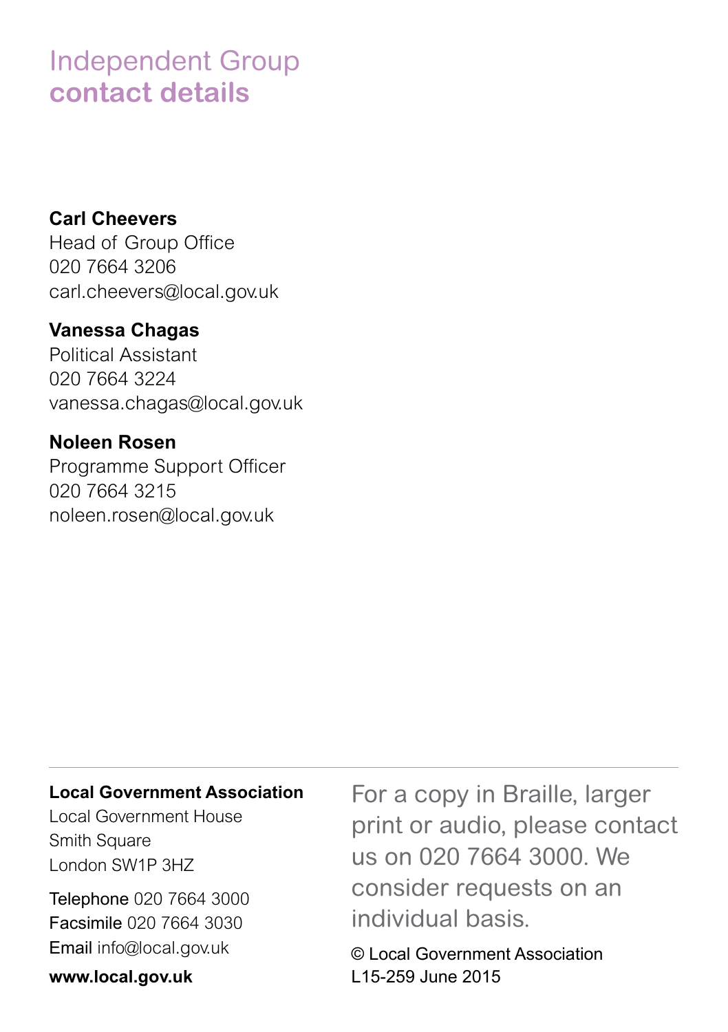# Independent Group **contact details**

**Carl Cheevers**
Head of Group Office
020 7664 3206
carl.cheevers@local.gov.uk

**Vanessa Chagas**
Political Assistant
020 7664 3224
vanessa.chagas@local.gov.uk

**Noleen Rosen**
Programme Support Officer
020 7664 3215
noleen.rosen@local.gov.uk

---

**Local Government Association**
Local Government House
Smith Square
London SW1P 3HZ

Telephone 020 7664 3000
Facsimile 020 7664 3030
Email info@local.gov.uk

**www.local.gov.uk**

For a copy in Braille, larger print or audio, please contact us on 020 7664 3000. We consider requests on an individual basis.

© Local Government Association
L15-259 June 2015